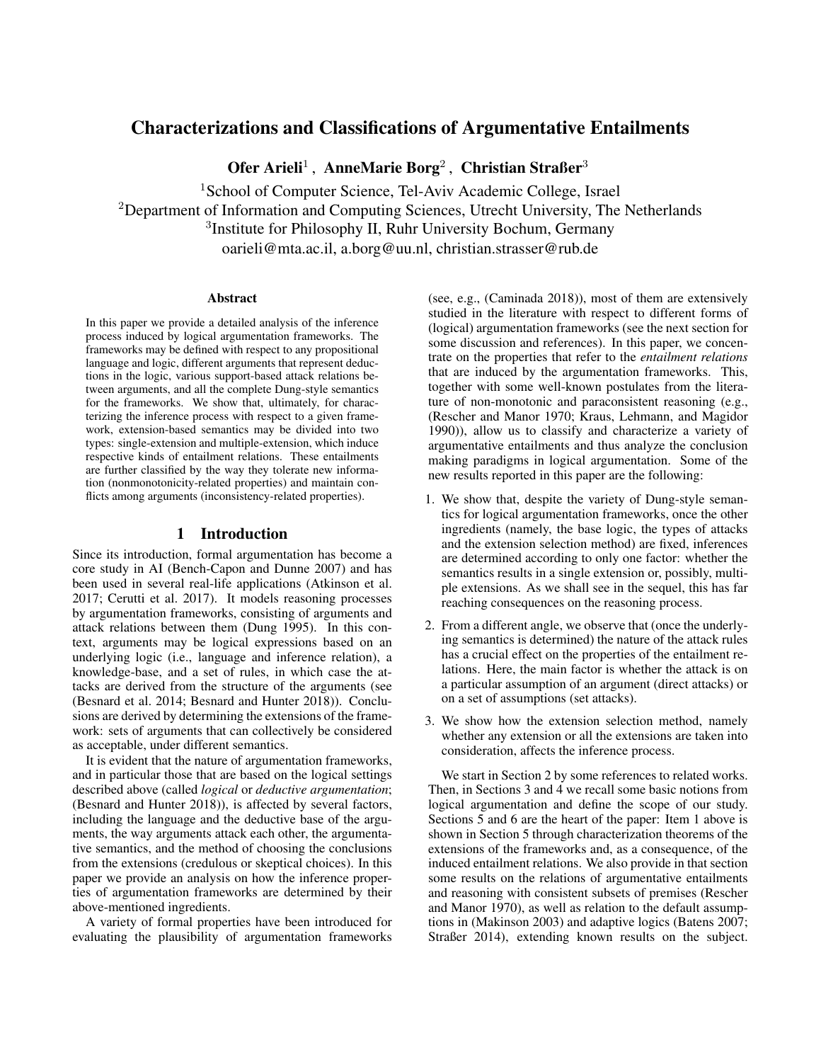# Characterizations and Classifications of Argumentative Entailments

**Ofer Arieli**[1], **AnneMarie Borg**[2], **Christian Straßer**[3]

[1]School of Computer Science, Tel-Aviv Academic College, Israel
[2]Department of Information and Computing Sciences, Utrecht University, The Netherlands
[3]Institute for Philosophy II, Ruhr University Bochum, Germany
oarieli@mta.ac.il, a.borg@uu.nl, christian.strasser@rub.de

## Abstract

In this paper we provide a detailed analysis of the inference process induced by logical argumentation frameworks. The frameworks may be defined with respect to any propositional language and logic, different arguments that represent deductions in the logic, various support-based attack relations between arguments, and all the complete Dung-style semantics for the frameworks. We show that, ultimately, for characterizing the inference process with respect to a given framework, extension-based semantics may be divided into two types: single-extension and multiple-extension, which induce respective kinds of entailment relations. These entailments are further classified by the way they tolerate new information (nonmonotonicity-related properties) and maintain conflicts among arguments (inconsistency-related properties).

## 1 Introduction

Since its introduction, formal argumentation has become a core study in AI (Bench-Capon and Dunne 2007) and has been used in several real-life applications (Atkinson et al. 2017; Cerutti et al. 2017). It models reasoning processes by argumentation frameworks, consisting of arguments and attack relations between them (Dung 1995). In this context, arguments may be logical expressions based on an underlying logic (i.e., language and inference relation), a knowledge-base, and a set of rules, in which case the attacks are derived from the structure of the arguments (see (Besnard et al. 2014; Besnard and Hunter 2018)). Conclusions are derived by determining the extensions of the framework: sets of arguments that can collectively be considered as acceptable, under different semantics.

It is evident that the nature of argumentation frameworks, and in particular those that are based on the logical settings described above (called *logical* or *deductive argumentation*; (Besnard and Hunter 2018)), is affected by several factors, including the language and the deductive base of the arguments, the way arguments attack each other, the argumentative semantics, and the method of choosing the conclusions from the extensions (credulous or skeptical choices). In this paper we provide an analysis on how the inference properties of argumentation frameworks are determined by their above-mentioned ingredients.

A variety of formal properties have been introduced for evaluating the plausibility of argumentation frameworks (see, e.g., (Caminada 2018)), most of them are extensively studied in the literature with respect to different forms of (logical) argumentation frameworks (see the next section for some discussion and references). In this paper, we concentrate on the properties that refer to the *entailment relations* that are induced by the argumentation frameworks. This, together with some well-known postulates from the literature of non-monotonic and paraconsistent reasoning (e.g., (Rescher and Manor 1970; Kraus, Lehmann, and Magidor 1990)), allow us to classify and characterize a variety of argumentative entailments and thus analyze the conclusion making paradigms in logical argumentation. Some of the new results reported in this paper are the following:

1. We show that, despite the variety of Dung-style semantics for logical argumentation frameworks, once the other ingredients (namely, the base logic, the types of attacks and the extension selection method) are fixed, inferences are determined according to only one factor: whether the semantics results in a single extension or, possibly, multiple extensions. As we shall see in the sequel, this has far reaching consequences on the reasoning process.
2. From a different angle, we observe that (once the underlying semantics is determined) the nature of the attack rules has a crucial effect on the properties of the entailment relations. Here, the main factor is whether the attack is on a particular assumption of an argument (direct attacks) or on a set of assumptions (set attacks).
3. We show how the extension selection method, namely whether any extension or all the extensions are taken into consideration, affects the inference process.

We start in Section 2 by some references to related works. Then, in Sections 3 and 4 we recall some basic notions from logical argumentation and define the scope of our study. Sections 5 and 6 are the heart of the paper: Item 1 above is shown in Section 5 through characterization theorems of the extensions of the frameworks and, as a consequence, of the induced entailment relations. We also provide in that section some results on the relations of argumentative entailments and reasoning with consistent subsets of premises (Rescher and Manor 1970), as well as relation to the default assumptions in (Makinson 2003) and adaptive logics (Batens 2007; Straßer 2014), extending known results on the subject.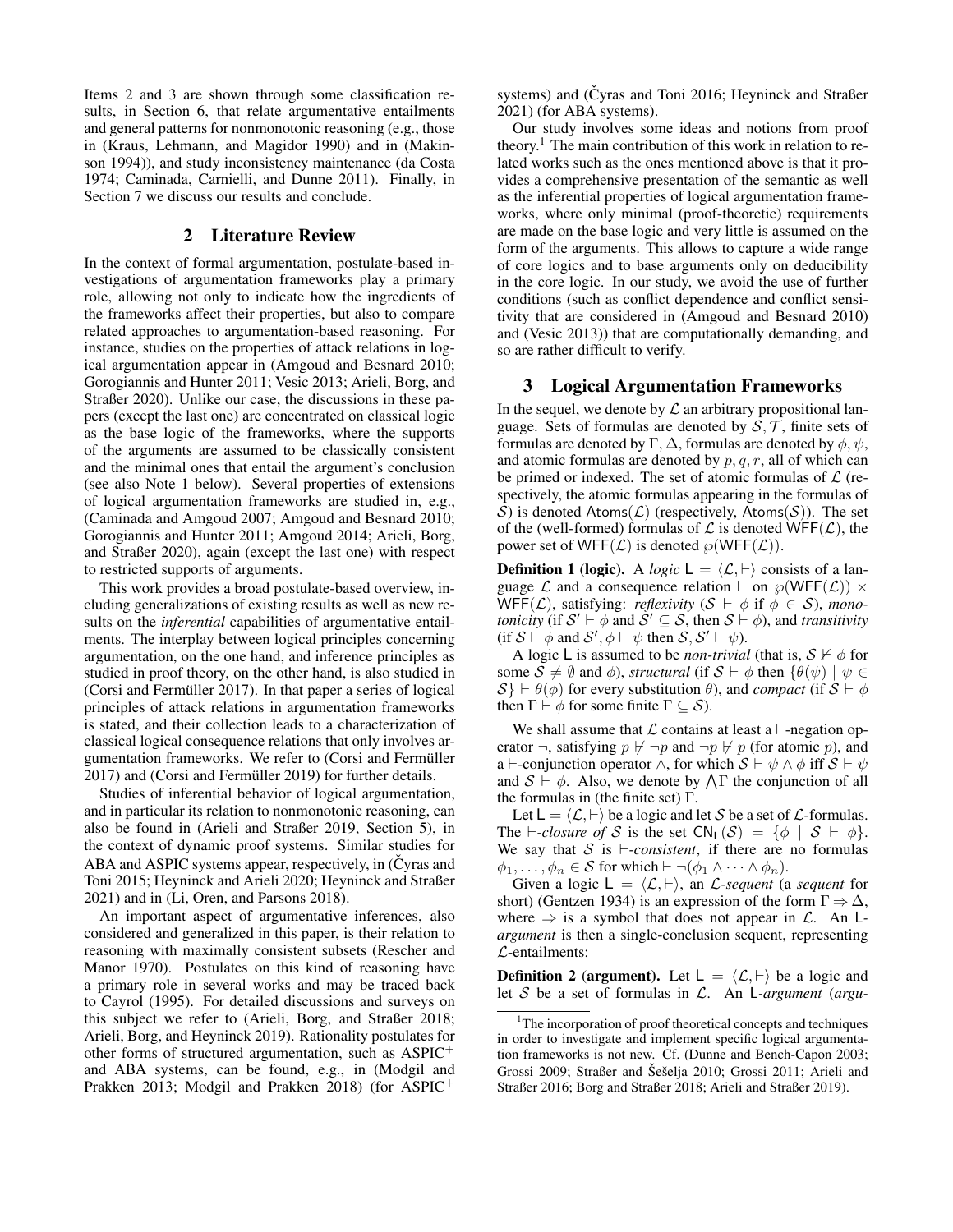Items 2 and 3 are shown through some classification results, in Section 6, that relate argumentative entailments and general patterns for nonmonotonic reasoning (e.g., those in (Kraus, Lehmann, and Magidor 1990) and in (Makinson 1994)), and study inconsistency maintenance (da Costa 1974; Caminada, Carnielli, and Dunne 2011). Finally, in Section 7 we discuss our results and conclude.

## 2 Literature Review

In the context of formal argumentation, postulate-based investigations of argumentation frameworks play a primary role, allowing not only to indicate how the ingredients of the frameworks affect their properties, but also to compare related approaches to argumentation-based reasoning. For instance, studies on the properties of attack relations in logical argumentation appear in (Amgoud and Besnard 2010; Gorogiannis and Hunter 2011; Vesic 2013; Arieli, Borg, and Straßer 2020). Unlike our case, the discussions in these papers (except the last one) are concentrated on classical logic as the base logic of the frameworks, where the supports of the arguments are assumed to be classically consistent and the minimal ones that entail the argument's conclusion (see also Note 1 below). Several properties of extensions of logical argumentation frameworks are studied in, e.g., (Caminada and Amgoud 2007; Amgoud and Besnard 2010; Gorogiannis and Hunter 2011; Amgoud 2014; Arieli, Borg, and Straßer 2020), again (except the last one) with respect to restricted supports of arguments.

This work provides a broad postulate-based overview, including generalizations of existing results as well as new results on the *inferential* capabilities of argumentative entailments. The interplay between logical principles concerning argumentation, on the one hand, and inference principles as studied in proof theory, on the other hand, is also studied in (Corsi and Fermüller 2017). In that paper a series of logical principles of attack relations in argumentation frameworks is stated, and their collection leads to a characterization of classical logical consequence relations that only involves argumentation frameworks. We refer to (Corsi and Fermüller 2017) and (Corsi and Fermüller 2019) for further details.

Studies of inferential behavior of logical argumentation, and in particular its relation to nonmonotonic reasoning, can also be found in (Arieli and Straßer 2019, Section 5), in the context of dynamic proof systems. Similar studies for ABA and ASPIC systems appear, respectively, in (Čyras and Toni 2015; Heyninck and Arieli 2020; Heyninck and Straßer 2021) and in (Li, Oren, and Parsons 2018).

An important aspect of argumentative inferences, also considered and generalized in this paper, is their relation to reasoning with maximally consistent subsets (Rescher and Manor 1970). Postulates on this kind of reasoning have a primary role in several works and may be traced back to Cayrol (1995). For detailed discussions and surveys on this subject we refer to (Arieli, Borg, and Straßer 2018; Arieli, Borg, and Heyninck 2019). Rationality postulates for other forms of structured argumentation, such as ASPIC$^+$ and ABA systems, can be found, e.g., in (Modgil and Prakken 2013; Modgil and Prakken 2018) (for ASPIC$^+$ systems) and (Čyras and Toni 2016; Heyninck and Straßer 2021) (for ABA systems).

Our study involves some ideas and notions from proof theory.[1] The main contribution of this work in relation to related works such as the ones mentioned above is that it provides a comprehensive presentation of the semantic as well as the inferential properties of logical argumentation frameworks, where only minimal (proof-theoretic) requirements are made on the base logic and very little is assumed on the form of the arguments. This allows to capture a wide range of core logics and to base arguments only on deducibility in the core logic. In our study, we avoid the use of further conditions (such as conflict dependence and conflict sensitivity that are considered in (Amgoud and Besnard 2010) and (Vesic 2013)) that are computationally demanding, and so are rather difficult to verify.

## 3 Logical Argumentation Frameworks

In the sequel, we denote by $\mathcal{L}$ an arbitrary propositional language. Sets of formulas are denoted by $\mathcal{S}, \mathcal{T}$, finite sets of formulas are denoted by $\Gamma, \Delta$, formulas are denoted by $\phi, \psi$, and atomic formulas are denoted by $p, q, r$, all of which can be primed or indexed. The set of atomic formulas of $\mathcal{L}$ (respectively, the atomic formulas appearing in the formulas of $\mathcal{S}$) is denoted $\mathsf{Atoms}(\mathcal{L})$ (respectively, $\mathsf{Atoms}(\mathcal{S})$). The set of the (well-formed) formulas of $\mathcal{L}$ is denoted $\mathsf{WFF}(\mathcal{L})$, the power set of $\mathsf{WFF}(\mathcal{L})$ is denoted $\wp(\mathsf{WFF}(\mathcal{L}))$.

**Definition 1** (**logic**). A *logic* $\mathsf{L} = \langle \mathcal{L}, \vdash \rangle$ consists of a language $\mathcal{L}$ and a consequence relation $\vdash$ on $\wp(\mathsf{WFF}(\mathcal{L})) \times \mathsf{WFF}(\mathcal{L})$, satisfying: *reflexivity* ($\mathcal{S} \vdash \phi$ if $\phi \in \mathcal{S}$), *monotonicity* (if $\mathcal{S}' \vdash \phi$ and $\mathcal{S}' \subseteq \mathcal{S}$, then $\mathcal{S} \vdash \phi$), and *transitivity* (if $\mathcal{S} \vdash \phi$ and $\mathcal{S}', \phi \vdash \psi$ then $\mathcal{S}, \mathcal{S}' \vdash \psi$).

A logic $\mathsf{L}$ is assumed to be *non-trivial* (that is, $\mathcal{S} \nvdash \phi$ for some $\mathcal{S} \neq \emptyset$ and $\phi$), *structural* (if $\mathcal{S} \vdash \phi$ then $\{\theta(\psi) \mid \psi \in \mathcal{S}\} \vdash \theta(\phi)$ for every substitution $\theta$), and *compact* (if $\mathcal{S} \vdash \phi$ then $\Gamma \vdash \phi$ for some finite $\Gamma \subseteq \mathcal{S}$).

We shall assume that $\mathcal{L}$ contains at least a $\vdash$-negation operator $\neg$, satisfying $p \nvdash \neg p$ and $\neg p \nvdash p$ (for atomic $p$), and a $\vdash$-conjunction operator $\wedge$, for which $\mathcal{S} \vdash \psi \wedge \phi$ iff $\mathcal{S} \vdash \psi$ and $\mathcal{S} \vdash \phi$. Also, we denote by $\bigwedge \Gamma$ the conjunction of all the formulas in (the finite set) $\Gamma$.

Let $\mathsf{L} = \langle \mathcal{L}, \vdash \rangle$ be a logic and let $\mathcal{S}$ be a set of $\mathcal{L}$-formulas. The $\vdash$-*closure of* $\mathcal{S}$ is the set $\mathsf{CN}_\mathsf{L}(\mathcal{S}) = \{\phi \mid \mathcal{S} \vdash \phi\}$. We say that $\mathcal{S}$ is $\vdash$-*consistent*, if there are no formulas $\phi_1, \ldots, \phi_n \in \mathcal{S}$ for which $\vdash \neg(\phi_1 \wedge \cdots \wedge \phi_n)$.

Given a logic $\mathsf{L} = \langle \mathcal{L}, \vdash \rangle$, an $\mathcal{L}$-*sequent* (a *sequent* for short) (Gentzen 1934) is an expression of the form $\Gamma \Rightarrow \Delta$, where $\Rightarrow$ is a symbol that does not appear in $\mathcal{L}$. An $\mathsf{L}$-*argument* is then a single-conclusion sequent, representing $\mathcal{L}$-entailments:

**Definition 2** (**argument**). Let $\mathsf{L} = \langle \mathcal{L}, \vdash \rangle$ be a logic and let $\mathcal{S}$ be a set of formulas in $\mathcal{L}$. An $\mathsf{L}$-*argument* (*argu-*

[1] The incorporation of proof theoretical concepts and techniques in order to investigate and implement specific logical argumentation frameworks is not new. Cf. (Dunne and Bench-Capon 2003; Grossi 2009; Straßer and Šešelja 2010; Grossi 2011; Arieli and Straßer 2016; Borg and Straßer 2018; Arieli and Straßer 2019).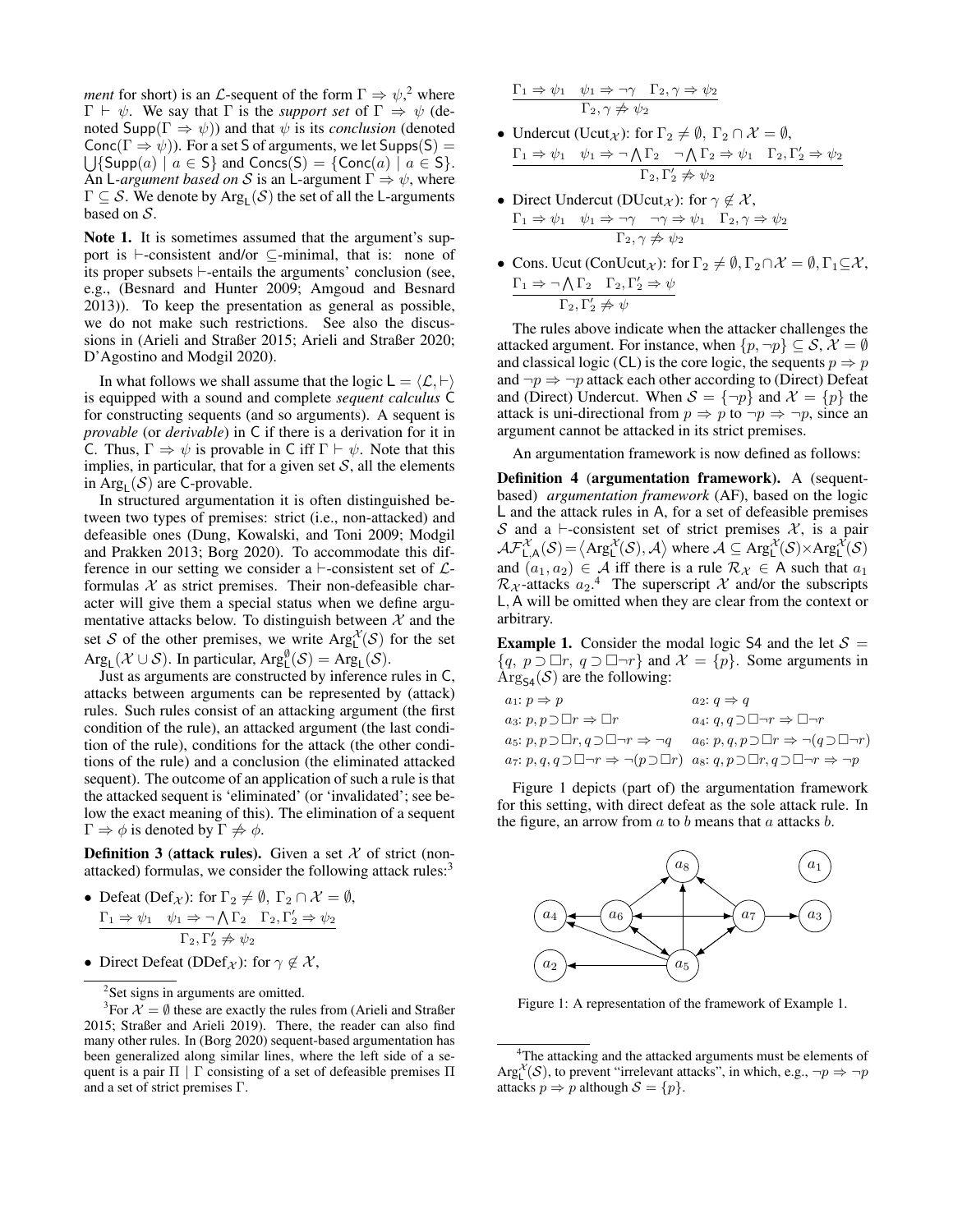*ment* for short) is an $\mathcal{L}$-sequent of the form $\Gamma \Rightarrow \psi$,[2] where $\Gamma \vdash \psi$. We say that $\Gamma$ is the *support set* of $\Gamma \Rightarrow \psi$ (denoted $\mathsf{Supp}(\Gamma \Rightarrow \psi)$) and that $\psi$ is its *conclusion* (denoted $\mathsf{Conc}(\Gamma \Rightarrow \psi)$). For a set S of arguments, we let $\mathsf{Supps}(\mathsf{S}) = \bigcup\{\mathsf{Supp}(a) \mid a \in \mathsf{S}\}$ and $\mathsf{Concs}(\mathsf{S}) = \{\mathsf{Conc}(a) \mid a \in \mathsf{S}\}$. An L-*argument based on* $\mathcal{S}$ is an L-argument $\Gamma \Rightarrow \psi$, where $\Gamma \subseteq \mathcal{S}$. We denote by $\mathrm{Arg}_{\mathsf{L}}(\mathcal{S})$ the set of all the L-arguments based on $\mathcal{S}$.

**Note 1.** It is sometimes assumed that the argument's support is $\vdash$-consistent and/or $\subseteq$-minimal, that is: none of its proper subsets $\vdash$-entails the arguments' conclusion (see, e.g., (Besnard and Hunter 2009; Amgoud and Besnard 2013)). To keep the presentation as general as possible, we do not make such restrictions. See also the discussions in (Arieli and Straßer 2015; Arieli and Straßer 2020; D'Agostino and Modgil 2020).

In what follows we shall assume that the logic $\mathsf{L} = \langle \mathcal{L}, \vdash \rangle$ is equipped with a sound and complete *sequent calculus* C for constructing sequents (and so arguments). A sequent is *provable* (or *derivable*) in C if there is a derivation for it in C. Thus, $\Gamma \Rightarrow \psi$ is provable in C iff $\Gamma \vdash \psi$. Note that this implies, in particular, that for a given set $\mathcal{S}$, all the elements in $\mathrm{Arg}_{\mathsf{L}}(\mathcal{S})$ are C-provable.

In structured argumentation it is often distinguished between two types of premises: strict (i.e., non-attacked) and defeasible ones (Dung, Kowalski, and Toni 2009; Modgil and Prakken 2013; Borg 2020). To accommodate this difference in our setting we consider a $\vdash$-consistent set of $\mathcal{L}$-formulas $\mathcal{X}$ as strict premises. Their non-defeasible character will give them a special status when we define argumentative attacks below. To distinguish between $\mathcal{X}$ and the set $\mathcal{S}$ of the other premises, we write $\mathrm{Arg}^{\mathcal{X}}_{\mathsf{L}}(\mathcal{S})$ for the set $\mathrm{Arg}_{\mathsf{L}}(\mathcal{X} \cup \mathcal{S})$. In particular, $\mathrm{Arg}^{\emptyset}_{\mathsf{L}}(\mathcal{S}) = \mathrm{Arg}_{\mathsf{L}}(\mathcal{S})$.

Just as arguments are constructed by inference rules in C, attacks between arguments can be represented by (attack) rules. Such rules consist of an attacking argument (the first condition of the rule), an attacked argument (the last condition of the rule), conditions for the attack (the other conditions of the rule) and a conclusion (the eliminated attacked sequent). The outcome of an application of such a rule is that the attacked sequent is 'eliminated' (or 'invalidated'; see below the exact meaning of this). The elimination of a sequent $\Gamma \Rightarrow \phi$ is denoted by $\Gamma \not\Rightarrow \phi$.

**Definition 3 (attack rules).** Given a set $\mathcal{X}$ of strict (non-attacked) formulas, we consider the following attack rules:[3]

- Defeat ($\mathrm{Def}_{\mathcal{X}}$): for $\Gamma_2 \neq \emptyset,\ \Gamma_2 \cap \mathcal{X} = \emptyset$,
$$\frac{\Gamma_1 \Rightarrow \psi_1 \quad \psi_1 \Rightarrow \neg \bigwedge \Gamma_2 \quad \Gamma_2, \Gamma_2' \Rightarrow \psi_2}{\Gamma_2, \Gamma_2' \not\Rightarrow \psi_2}$$
- Direct Defeat ($\mathrm{DDef}_{\mathcal{X}}$): for $\gamma \notin \mathcal{X}$,
$$\frac{\Gamma_1 \Rightarrow \psi_1 \quad \psi_1 \Rightarrow \neg\gamma \quad \Gamma_2, \gamma \Rightarrow \psi_2}{\Gamma_2, \gamma \not\Rightarrow \psi_2}$$
- Undercut ($\mathrm{Ucut}_{\mathcal{X}}$): for $\Gamma_2 \neq \emptyset,\ \Gamma_2 \cap \mathcal{X} = \emptyset$,
$$\frac{\Gamma_1 \Rightarrow \psi_1 \quad \psi_1 \Rightarrow \neg \bigwedge \Gamma_2 \quad \neg \bigwedge \Gamma_2 \Rightarrow \psi_1 \quad \Gamma_2, \Gamma_2' \Rightarrow \psi_2}{\Gamma_2, \Gamma_2' \not\Rightarrow \psi_2}$$
- Direct Undercut ($\mathrm{DUcut}_{\mathcal{X}}$): for $\gamma \notin \mathcal{X}$,
$$\frac{\Gamma_1 \Rightarrow \psi_1 \quad \psi_1 \Rightarrow \neg\gamma \quad \neg\gamma \Rightarrow \psi_1 \quad \Gamma_2, \gamma \Rightarrow \psi_2}{\Gamma_2, \gamma \not\Rightarrow \psi_2}$$
- Cons. Ucut ($\mathrm{ConUcut}_{\mathcal{X}}$): for $\Gamma_2 \neq \emptyset, \Gamma_2 \cap \mathcal{X} = \emptyset, \Gamma_1 \subseteq \mathcal{X}$,
$$\frac{\Gamma_1 \Rightarrow \neg \bigwedge \Gamma_2 \quad \Gamma_2, \Gamma_2' \Rightarrow \psi}{\Gamma_2, \Gamma_2' \not\Rightarrow \psi}$$

The rules above indicate when the attacker challenges the attacked argument. For instance, when $\{p, \neg p\} \subseteq \mathcal{S}$, $\mathcal{X} = \emptyset$ and classical logic (CL) is the core logic, the sequents $p \Rightarrow p$ and $\neg p \Rightarrow \neg p$ attack each other according to (Direct) Defeat and (Direct) Undercut. When $\mathcal{S} = \{\neg p\}$ and $\mathcal{X} = \{p\}$ the attack is uni-directional from $p \Rightarrow p$ to $\neg p \Rightarrow \neg p$, since an argument cannot be attacked in its strict premises.

An argumentation framework is now defined as follows:

**Definition 4 (argumentation framework).** A (sequent-based) *argumentation framework* (AF), based on the logic L and the attack rules in A, for a set of defeasible premises $\mathcal{S}$ and a $\vdash$-consistent set of strict premises $\mathcal{X}$, is a pair $\mathcal{AF}^{\mathcal{X}}_{\mathsf{L},\mathsf{A}}(\mathcal{S}) = \langle \mathrm{Arg}^{\mathcal{X}}_{\mathsf{L}}(\mathcal{S}), \mathcal{A} \rangle$ where $\mathcal{A} \subseteq \mathrm{Arg}^{\mathcal{X}}_{\mathsf{L}}(\mathcal{S}) \times \mathrm{Arg}^{\mathcal{X}}_{\mathsf{L}}(\mathcal{S})$ and $(a_1, a_2) \in \mathcal{A}$ iff there is a rule $\mathcal{R}_{\mathcal{X}} \in \mathsf{A}$ such that $a_1$ $\mathcal{R}_{\mathcal{X}}$-attacks $a_2$.[4] The superscript $\mathcal{X}$ and/or the subscripts L, A will be omitted when they are clear from the context or arbitrary.

**Example 1.** Consider the modal logic S4 and the let $\mathcal{S} = \{q,\ p \supset \Box r,\ q \supset \Box\neg r\}$ and $\mathcal{X} = \{p\}$. Some arguments in $\mathrm{Arg}_{\mathsf{S4}}(\mathcal{S})$ are the following:

| | |
|---|---|
| $a_1$: $p \Rightarrow p$ | $a_2$: $q \Rightarrow q$ |
| $a_3$: $p, p \supset \Box r \Rightarrow \Box r$ | $a_4$: $q, q \supset \Box\neg r \Rightarrow \Box\neg r$ |
| $a_5$: $p, p \supset \Box r, q \supset \Box\neg r \Rightarrow \neg q$ | $a_6$: $p, q, p \supset \Box r \Rightarrow \neg(q \supset \Box\neg r)$ |
| $a_7$: $p, q, q \supset \Box\neg r \Rightarrow \neg(p \supset \Box r)$ | $a_8$: $q, p \supset \Box r, q \supset \Box\neg r \Rightarrow \neg p$ |

Figure 1 depicts (part of) the argumentation framework for this setting, with direct defeat as the sole attack rule. In the figure, an arrow from $a$ to $b$ means that $a$ attacks $b$.

Figure 1: A representation of the framework of Example 1.

---

[2] Set signs in arguments are omitted.

[3] For $\mathcal{X} = \emptyset$ these are exactly the rules from (Arieli and Straßer 2015; Straßer and Arieli 2019). There, the reader can also find many other rules. In (Borg 2020) sequent-based argumentation has been generalized along similar lines, where the left side of a sequent is a pair $\Pi \mid \Gamma$ consisting of a set of defeasible premises $\Pi$ and a set of strict premises $\Gamma$.

[4] The attacking and the attacked arguments must be elements of $\mathrm{Arg}^{\mathcal{X}}_{\mathsf{L}}(\mathcal{S})$, to prevent "irrelevant attacks", in which, e.g., $\neg p \Rightarrow \neg p$ attacks $p \Rightarrow p$ although $\mathcal{S} = \{p\}$.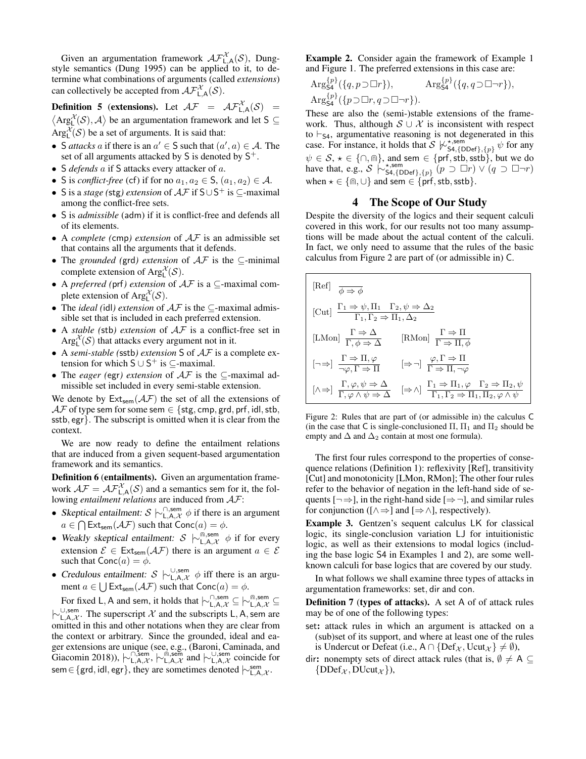Given an argumentation framework $\mathcal{AF}^{\mathcal{X}}_{\mathsf{L,A}}(\mathcal{S})$, Dung-style semantics (Dung 1995) can be applied to it, to determine what combinations of arguments (called *extensions*) can collectively be accepted from $\mathcal{AF}^{\mathcal{X}}_{\mathsf{L,A}}(\mathcal{S})$.

**Definition 5** (**extensions).** Let $\mathcal{AF} = \mathcal{AF}^{\mathcal{X}}_{\mathsf{L,A}}(\mathcal{S}) = \langle \mathrm{Arg}^{\mathcal{X}}_{\mathsf{L}}(\mathcal{S}), \mathcal{A}\rangle$ be an argumentation framework and let $\mathsf{S} \subseteq \mathrm{Arg}^{\mathcal{X}}_{\mathsf{L}}(\mathcal{S})$ be a set of arguments. It is said that:

- $\mathsf{S}$ *attacks* $a$ if there is an $a' \in \mathsf{S}$ such that $(a', a) \in \mathcal{A}$. The set of all arguments attacked by $\mathsf{S}$ is denoted by $\mathsf{S}^+$.
- $\mathsf{S}$ *defends* $a$ if $\mathsf{S}$ attacks every attacker of $a$.
- $\mathsf{S}$ is *conflict-free* (cf) if for no $a_1, a_2 \in \mathsf{S}$, $(a_1, a_2) \in \mathcal{A}$.
- $\mathsf{S}$ is a *stage (*stg*) extension* of $\mathcal{AF}$ if $\mathsf{S} \cup \mathsf{S}^+$ is $\subseteq$-maximal among the conflict-free sets.
- $\mathsf{S}$ is *admissible* (adm) if it is conflict-free and defends all of its elements.
- A *complete (*cmp*) extension* of $\mathcal{AF}$ is an admissible set that contains all the arguments that it defends.
- The *grounded (*grd*) extension* of $\mathcal{AF}$ is the $\subseteq$-minimal complete extension of $\mathrm{Arg}^{\mathcal{X}}_{\mathsf{L}}(\mathcal{S})$.
- A *preferred (*prf*) extension* of $\mathcal{AF}$ is a $\subseteq$-maximal complete extension of $\mathrm{Arg}^{\mathcal{X}}_{\mathsf{L}}(\mathcal{S})$.
- The *ideal (*idl*) extension* of $\mathcal{AF}$ is the $\subseteq$-maximal admissible set that is included in each preferred extension.
- A *stable (*stb*) extension* of $\mathcal{AF}$ is a conflict-free set in $\mathrm{Arg}^{\mathcal{X}}_{\mathsf{L}}(\mathcal{S})$ that attacks every argument not in it.
- A *semi-stable (*sstb*) extension* $\mathsf{S}$ of $\mathcal{AF}$ is a complete extension for which $\mathsf{S} \cup \mathsf{S}^+$ is $\subseteq$-maximal.
- The *eager (*egr*) extension* of $\mathcal{AF}$ is the $\subseteq$-maximal admissible set included in every semi-stable extension.

We denote by $\mathsf{Ext}_{\mathsf{sem}}(\mathcal{AF})$ the set of all the extensions of $\mathcal{AF}$ of type sem for some $\mathsf{sem} \in \{\mathsf{stg}, \mathsf{cmp}, \mathsf{grd}, \mathsf{prf}, \mathsf{idl}, \mathsf{stb}, \mathsf{sstb}, \mathsf{egr}\}$. The subscript is omitted when it is clear from the context.

We are now ready to define the entailment relations that are induced from a given sequent-based argumentation framework and its semantics.

**Definition 6** (**entailments).** Given an argumentation framework $\mathcal{AF} = \mathcal{AF}^{\mathcal{X}}_{\mathsf{L,A}}(\mathcal{S})$ and a semantics sem for it, the following *entailment relations* are induced from $\mathcal{AF}$:

- *Skeptical entailment:* $\mathcal{S} \mid\!\sim^{\cap,\mathsf{sem}}_{\mathsf{L,A},\mathcal{X}} \phi$ if there is an argument $a \in \bigcap \mathsf{Ext}_{\mathsf{sem}}(\mathcal{AF})$ such that $\mathsf{Conc}(a) = \phi$.
- *Weakly skeptical entailment:* $\mathcal{S} \mid\!\sim^{\Cap,\mathsf{sem}}_{\mathsf{L,A},\mathcal{X}} \phi$ if for every extension $\mathcal{E} \in \mathsf{Ext}_{\mathsf{sem}}(\mathcal{AF})$ there is an argument $a \in \mathcal{E}$ such that $\mathsf{Conc}(a) = \phi$.
- *Credulous entailment:* $\mathcal{S} \mid\!\sim^{\cup,\mathsf{sem}}_{\mathsf{L,A},\mathcal{X}} \phi$ iff there is an argument $a \in \bigcup \mathsf{Ext}_{\mathsf{sem}}(\mathcal{AF})$ such that $\mathsf{Conc}(a) = \phi$.

For fixed L, A and sem, it holds that $\mid\!\sim^{\cap,\mathsf{sem}}_{\mathsf{L,A},\mathcal{X}} \subseteq \mid\!\sim^{\Cap,\mathsf{sem}}_{\mathsf{L,A},\mathcal{X}} \subseteq \mid\!\sim^{\cup,\mathsf{sem}}_{\mathsf{L,A},\mathcal{X}}$. The superscript $\mathcal{X}$ and the subscripts L, A, sem are omitted in this and other notations when they are clear from the context or arbitrary. Since the grounded, ideal and eager extensions are unique (see, e.g., (Baroni, Caminada, and Giacomin 2018)), $\mid\!\sim^{\cap,\mathsf{sem}}_{\mathsf{L,A},\mathcal{X}}$, $\mid\!\sim^{\Cap,\mathsf{sem}}_{\mathsf{L,A},\mathcal{X}}$ and $\mid\!\sim^{\cup,\mathsf{sem}}_{\mathsf{L,A},\mathcal{X}}$ coincide for $\mathsf{sem} \in \{\mathsf{grd}, \mathsf{idl}, \mathsf{egr}\}$, they are sometimes denoted $\mid\!\sim^{\mathsf{sem}}_{\mathsf{L,A},\mathcal{X}}$.

**Example 2.** Consider again the framework of Example 1 and Figure 1. The preferred extensions in this case are:

$\mathrm{Arg}^{\{p\}}_{\mathsf{S4}}(\{q, p \supset \Box r\})$, $\quad \mathrm{Arg}^{\{p\}}_{\mathsf{S4}}(\{q, q \supset \Box\neg r\})$,
$\mathrm{Arg}^{\{p\}}_{\mathsf{S4}}(\{p \supset \Box r, q \supset \Box\neg r\})$.

These are also the (semi-)stable extensions of the framework. Thus, although $\mathcal{S} \cup \mathcal{X}$ is inconsistent with respect to $\vdash_{\mathsf{S4}}$, argumentative reasoning is not degenerated in this case. For instance, it holds that $\mathcal{S} \not\mid\!\sim^{\star,\mathsf{sem}}_{\mathsf{S4},\{\mathsf{DDef}\},\{p\}} \psi$ for any $\psi \in \mathcal{S}$, $\star \in \{\cap, \Cap\}$, and $\mathsf{sem} \in \{\mathsf{prf}, \mathsf{stb}, \mathsf{sstb}\}$, but we do have that, e.g., $\mathcal{S} \mid\!\sim^{\star,\mathsf{sem}}_{\mathsf{S4},\{\mathsf{DDef}\},\{p\}} (p \supset \Box r) \vee (q \supset \Box\neg r)$ when $\star \in \{\Cap, \cup\}$ and $\mathsf{sem} \in \{\mathsf{prf}, \mathsf{stb}, \mathsf{sstb}\}$.

## 4 The Scope of Our Study

Despite the diversity of the logics and their sequent calculi covered in this work, for our results not too many assumptions will be made about the actual content of the calculi. In fact, we only need to assume that the rules of the basic calculus from Figure 2 are part of (or admissible in) C.

$$[\mathrm{Ref}]\ \frac{}{\phi \Rightarrow \phi}$$

$$[\mathrm{Cut}]\ \frac{\Gamma_1 \Rightarrow \psi, \Pi_1 \quad \Gamma_2, \psi \Rightarrow \Delta_2}{\Gamma_1, \Gamma_2 \Rightarrow \Pi_1, \Delta_2}$$

$$[\mathrm{LMon}]\ \frac{\Gamma \Rightarrow \Delta}{\Gamma, \phi \Rightarrow \Delta} \qquad [\mathrm{RMon}]\ \frac{\Gamma \Rightarrow \Pi}{\Gamma \Rightarrow \Pi, \phi}$$

$$[\neg\Rightarrow]\ \frac{\Gamma \Rightarrow \Pi, \varphi}{\neg\varphi, \Gamma \Rightarrow \Pi} \qquad [\Rightarrow\neg]\ \frac{\varphi, \Gamma \Rightarrow \Pi}{\Gamma \Rightarrow \Pi, \neg\varphi}$$

$$[\wedge\Rightarrow]\ \frac{\Gamma, \varphi, \psi \Rightarrow \Delta}{\Gamma, \varphi \wedge \psi \Rightarrow \Delta} \qquad [\Rightarrow\wedge]\ \frac{\Gamma_1 \Rightarrow \Pi_1, \varphi \quad \Gamma_2 \Rightarrow \Pi_2, \psi}{\Gamma_1, \Gamma_2 \Rightarrow \Pi_1, \Pi_2, \varphi \wedge \psi}$$

Figure 2: Rules that are part of (or admissible in) the calculus C (in the case that C is single-conclusioned $\Pi$, $\Pi_1$ and $\Pi_2$ should be empty and $\Delta$ and $\Delta_2$ contain at most one formula).

The first four rules correspond to the properties of consequence relations (Definition 1): reflexivity [Ref], transitivity [Cut] and monotonicity [LMon, RMon]; The other four rules refer to the behavior of negation in the left-hand side of sequents [$\neg\Rightarrow$], in the right-hand side [$\Rightarrow\neg$], and similar rules for conjunction ([$\wedge\Rightarrow$] and [$\Rightarrow\wedge$], respectively).

**Example 3.** Gentzen's sequent calculus LK for classical logic, its single-conclusion variation LJ for intuitionistic logic, as well as their extensions to modal logics (including the base logic S4 in Examples 1 and 2), are some well-known calculi for base logics that are covered by our study.

In what follows we shall examine three types of attacks in argumentation frameworks: set, dir and con.

**Definition 7** (**types of attacks).** A set A of of attack rules may be of one of the following types:

- set**:** attack rules in which an argument is attacked on a (sub)set of its support, and where at least one of the rules is Undercut or Defeat (i.e., $\mathsf{A} \cap \{\mathrm{Def}_{\mathcal{X}}, \mathrm{Ucut}_{\mathcal{X}}\} \neq \emptyset$),
- dir**:** nonempty sets of direct attack rules (that is, $\emptyset \neq \mathsf{A} \subseteq \{\mathrm{DDef}_{\mathcal{X}}, \mathrm{DUcut}_{\mathcal{X}}\}$),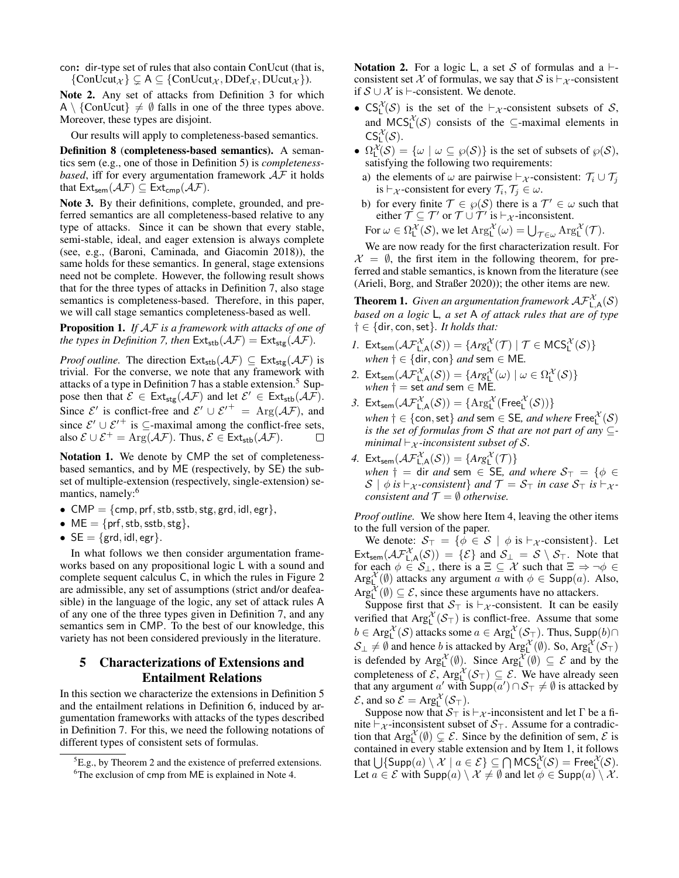**con:** dir-type set of rules that also contain ConUcut (that is, $\{\text{ConUcut}_\mathcal{X}\} \subsetneq \mathsf{A} \subseteq \{\text{ConUcut}_\mathcal{X}, \text{DDef}_\mathcal{X}, \text{DUcut}_\mathcal{X}\}$).

**Note 2.** Any set of attacks from Definition 3 for which $\mathsf{A} \setminus \{\text{ConUcut}\} \neq \emptyset$ falls in one of the three types above. Moreover, these types are disjoint.

Our results will apply to completeness-based semantics.

**Definition 8** (**completeness-based semantics**). A semantics sem (e.g., one of those in Definition 5) is *completeness-based*, iff for every argumentation framework $\mathcal{AF}$ it holds that $\mathsf{Ext}_\mathsf{sem}(\mathcal{AF}) \subseteq \mathsf{Ext}_\mathsf{cmp}(\mathcal{AF})$.

**Note 3.** By their definitions, complete, grounded, and preferred semantics are all completeness-based relative to any type of attacks. Since it can be shown that every stable, semi-stable, ideal, and eager extension is always complete (see, e.g., (Baroni, Caminada, and Giacomin 2018)), the same holds for these semantics. In general, stage extensions need not be complete. However, the following result shows that for the three types of attacks in Definition 7, also stage semantics is completeness-based. Therefore, in this paper, we will call stage semantics completeness-based as well.

**Proposition 1.** *If $\mathcal{AF}$ is a framework with attacks of one of the types in Definition 7, then $\mathsf{Ext}_\mathsf{stb}(\mathcal{AF}) = \mathsf{Ext}_\mathsf{stg}(\mathcal{AF})$.*

*Proof outline.* The direction $\mathsf{Ext}_\mathsf{stb}(\mathcal{AF}) \subseteq \mathsf{Ext}_\mathsf{stg}(\mathcal{AF})$ is trivial. For the converse, we note that any framework with attacks of a type in Definition 7 has a stable extension.[5] Suppose then that $\mathcal{E} \in \mathsf{Ext}_\mathsf{stg}(\mathcal{AF})$ and let $\mathcal{E}' \in \mathsf{Ext}_\mathsf{stb}(\mathcal{AF})$. Since $\mathcal{E}'$ is conflict-free and $\mathcal{E}' \cup \mathcal{E}'^+ = \mathrm{Arg}(\mathcal{AF})$, and since $\mathcal{E}' \cup \mathcal{E}'^+$ is $\subseteq$-maximal among the conflict-free sets, also $\mathcal{E} \cup \mathcal{E}^+ = \mathrm{Arg}(\mathcal{AF})$. Thus, $\mathcal{E} \in \mathsf{Ext}_\mathsf{stb}(\mathcal{AF})$. □

**Notation 1.** We denote by CMP the set of completeness-based semantics, and by ME (respectively, by SE) the subset of multiple-extension (respectively, single-extension) semantics, namely:[6]

- $\mathsf{CMP} = \{\mathsf{cmp}, \mathsf{prf}, \mathsf{stb}, \mathsf{sstb}, \mathsf{stg}, \mathsf{grd}, \mathsf{idl}, \mathsf{egr}\}$,
- $\mathsf{ME} = \{\mathsf{prf}, \mathsf{stb}, \mathsf{sstb}, \mathsf{stg}\}$,
- $\mathsf{SE} = \{\mathsf{grd}, \mathsf{idl}, \mathsf{egr}\}$.

In what follows we then consider argumentation frameworks based on any propositional logic L with a sound and complete sequent calculus C, in which the rules in Figure 2 are admissible, any set of assumptions (strict and/or deafeasible) in the language of the logic, any set of attack rules A of any one of the three types given in Definition 7, and any semantics sem in CMP. To the best of our knowledge, this variety has not been considered previously in the literature.

## 5 Characterizations of Extensions and Entailment Relations

In this section we characterize the extensions in Definition 5 and the entailment relations in Definition 6, induced by argumentation frameworks with attacks of the types described in Definition 7. For this, we need the following notations of different types of consistent sets of formulas.

[5] E.g., by Theorem 2 and the existence of preferred extensions.

[6] The exclusion of cmp from ME is explained in Note 4.

**Notation 2.** For a logic L, a set $\mathcal{S}$ of formulas and a $\vdash$-consistent set $\mathcal{X}$ of formulas, we say that $\mathcal{S}$ is $\vdash_\mathcal{X}$-consistent if $\mathcal{S} \cup \mathcal{X}$ is $\vdash$-consistent. We denote.

- $\mathsf{CS}^\mathcal{X}_\mathsf{L}(\mathcal{S})$ is the set of the $\vdash_\mathcal{X}$-consistent subsets of $\mathcal{S}$, and $\mathsf{MCS}^\mathcal{X}_\mathsf{L}(\mathcal{S})$ consists of the $\subseteq$-maximal elements in $\mathsf{CS}^\mathcal{X}_\mathsf{L}(\mathcal{S})$.
- $\Omega^\mathcal{X}_\mathsf{L}(\mathcal{S}) = \{\omega \mid \omega \subseteq \wp(\mathcal{S})\}$ is the set of subsets of $\wp(\mathcal{S})$, satisfying the following two requirements:
  a) the elements of $\omega$ are pairwise $\vdash_\mathcal{X}$-consistent: $\mathcal{T}_i \cup \mathcal{T}_j$ is $\vdash_\mathcal{X}$-consistent for every $\mathcal{T}_i, \mathcal{T}_j \in \omega$.
  b) for every finite $\mathcal{T} \in \wp(\mathcal{S})$ there is a $\mathcal{T}' \in \omega$ such that either $\mathcal{T} \subseteq \mathcal{T}'$ or $\mathcal{T} \cup \mathcal{T}'$ is $\vdash_\mathcal{X}$-inconsistent.

  For $\omega \in \Omega^\mathcal{X}_\mathsf{L}(\mathcal{S})$, we let $\mathrm{Arg}^\mathcal{X}_\mathsf{L}(\omega) = \bigcup_{\mathcal{T} \in \omega} \mathrm{Arg}^\mathcal{X}_\mathsf{L}(\mathcal{T})$.

We are now ready for the first characterization result. For $\mathcal{X} = \emptyset$, the first item in the following theorem, for preferred and stable semantics, is known from the literature (see (Arieli, Borg, and Straßer 2020)); the other items are new.

**Theorem 1.** *Given an argumentation framework $\mathcal{AF}^\mathcal{X}_{\mathsf{L},\mathsf{A}}(\mathcal{S})$ based on a logic L, a set A of attack rules that are of type $\dagger \in \{\mathsf{dir}, \mathsf{con}, \mathsf{set}\}$. It holds that:*

1. $\mathsf{Ext}_\mathsf{sem}(\mathcal{AF}^\mathcal{X}_{\mathsf{L},\mathsf{A}}(\mathcal{S})) = \{\mathit{Arg}^\mathcal{X}_\mathsf{L}(\mathcal{T}) \mid \mathcal{T} \in \mathsf{MCS}^\mathcal{X}_\mathsf{L}(\mathcal{S})\}$ *when $\dagger \in \{\mathsf{dir}, \mathsf{con}\}$ and $\mathsf{sem} \in \mathsf{ME}$.*
2. $\mathsf{Ext}_\mathsf{sem}(\mathcal{AF}^\mathcal{X}_{\mathsf{L},\mathsf{A}}(\mathcal{S})) = \{\mathit{Arg}^\mathcal{X}_\mathsf{L}(\omega) \mid \omega \in \Omega^\mathcal{X}_\mathsf{L}(\mathcal{S})\}$ *when $\dagger = \mathsf{set}$ and $\mathsf{sem} \in \mathsf{ME}$.*
3. $\mathsf{Ext}_\mathsf{sem}(\mathcal{AF}^\mathcal{X}_{\mathsf{L},\mathsf{A}}(\mathcal{S})) = \{\mathrm{Arg}^\mathcal{X}_\mathsf{L}(\mathsf{Free}^\mathcal{X}_\mathsf{L}(\mathcal{S}))\}$ *when $\dagger \in \{\mathsf{con}, \mathsf{set}\}$ and $\mathsf{sem} \in \mathsf{SE}$, and where $\mathsf{Free}^\mathcal{X}_\mathsf{L}(\mathcal{S})$ is the set of formulas from $\mathcal{S}$ that are not part of any $\subseteq$-minimal $\vdash_\mathcal{X}$-inconsistent subset of $\mathcal{S}$.*
4. $\mathsf{Ext}_\mathsf{sem}(\mathcal{AF}^\mathcal{X}_{\mathsf{L},\mathsf{A}}(\mathcal{S})) = \{\mathit{Arg}^\mathcal{X}_\mathsf{L}(\mathcal{T})\}$ *when $\dagger = \mathsf{dir}$ and $\mathsf{sem} \in \mathsf{SE}$, and where $\mathcal{S}_\top = \{\phi \in \mathcal{S} \mid \phi \text{ is } \vdash_\mathcal{X}\text{-consistent}\}$ and $\mathcal{T} = \mathcal{S}_\top$ in case $\mathcal{S}_\top$ is $\vdash_\mathcal{X}$-consistent and $\mathcal{T} = \emptyset$ otherwise.*

*Proof outline.* We show here Item 4, leaving the other items to the full version of the paper.

We denote: $\mathcal{S}_\top = \{\phi \in \mathcal{S} \mid \phi \text{ is } \vdash_\mathcal{X}\text{-consistent}\}$. Let $\mathsf{Ext}_\mathsf{sem}(\mathcal{AF}^\mathcal{X}_{\mathsf{L},\mathsf{A}}(\mathcal{S})) = \{\mathcal{E}\}$ and $\mathcal{S}_\perp = \mathcal{S} \setminus \mathcal{S}_\top$. Note that for each $\phi \in \mathcal{S}_\perp$, there is a $\Xi \subseteq \mathcal{X}$ such that $\Xi \Rightarrow \neg\phi \in \mathrm{Arg}^\mathcal{X}_\mathsf{L}(\emptyset)$ attacks any argument $a$ with $\phi \in \mathsf{Supp}(a)$. Also, $\mathrm{Arg}^\mathcal{X}_\mathsf{L}(\emptyset) \subseteq \mathcal{E}$, since these arguments have no attackers.

Suppose first that $\mathcal{S}_\top$ is $\vdash_\mathcal{X}$-consistent. It can be easily verified that $\mathrm{Arg}^\mathcal{X}_\mathsf{L}(\mathcal{S}_\top)$ is conflict-free. Assume that some $b \in \mathrm{Arg}^\mathcal{X}_\mathsf{L}(\mathcal{S})$ attacks some $a \in \mathrm{Arg}^\mathcal{X}_\mathsf{L}(\mathcal{S}_\top)$. Thus, $\mathsf{Supp}(b) \cap \mathcal{S}_\perp \neq \emptyset$ and hence $b$ is attacked by $\mathrm{Arg}^\mathcal{X}_\mathsf{L}(\emptyset)$. So, $\mathrm{Arg}^\mathcal{X}_\mathsf{L}(\mathcal{S}_\top)$ is defended by $\mathrm{Arg}^\mathcal{X}_\mathsf{L}(\emptyset)$. Since $\mathrm{Arg}^\mathcal{X}_\mathsf{L}(\emptyset) \subseteq \mathcal{E}$ and by the completeness of $\mathcal{E}$, $\mathrm{Arg}^\mathcal{X}_\mathsf{L}(\mathcal{S}_\top) \subseteq \mathcal{E}$. We have already seen that any argument $a'$ with $\mathsf{Supp}(a') \cap \mathcal{S}_\top \neq \emptyset$ is attacked by $\mathcal{E}$, and so $\mathcal{E} = \mathrm{Arg}^\mathcal{X}_\mathsf{L}(\mathcal{S}_\top)$.

Suppose now that $\mathcal{S}_\top$ is $\vdash_\mathcal{X}$-inconsistent and let $\Gamma$ be a finite $\vdash_\mathcal{X}$-inconsistent subset of $\mathcal{S}_\top$. Assume for a contradiction that $\mathrm{Arg}^\mathcal{X}_\mathsf{L}(\emptyset) \subsetneq \mathcal{E}$. Since by the definition of sem, $\mathcal{E}$ is contained in every stable extension and by Item 1, it follows that $\bigcup\{\mathsf{Supp}(a) \setminus \mathcal{X} \mid a \in \mathcal{E}\} \subseteq \bigcap \mathsf{MCS}^\mathcal{X}_\mathsf{L}(\mathcal{S}) = \mathsf{Free}^\mathcal{X}_\mathsf{L}(\mathcal{S})$. Let $a \in \mathcal{E}$ with $\mathsf{Supp}(a) \setminus \mathcal{X} \neq \emptyset$ and let $\phi \in \mathsf{Supp}(a) \setminus \mathcal{X}$.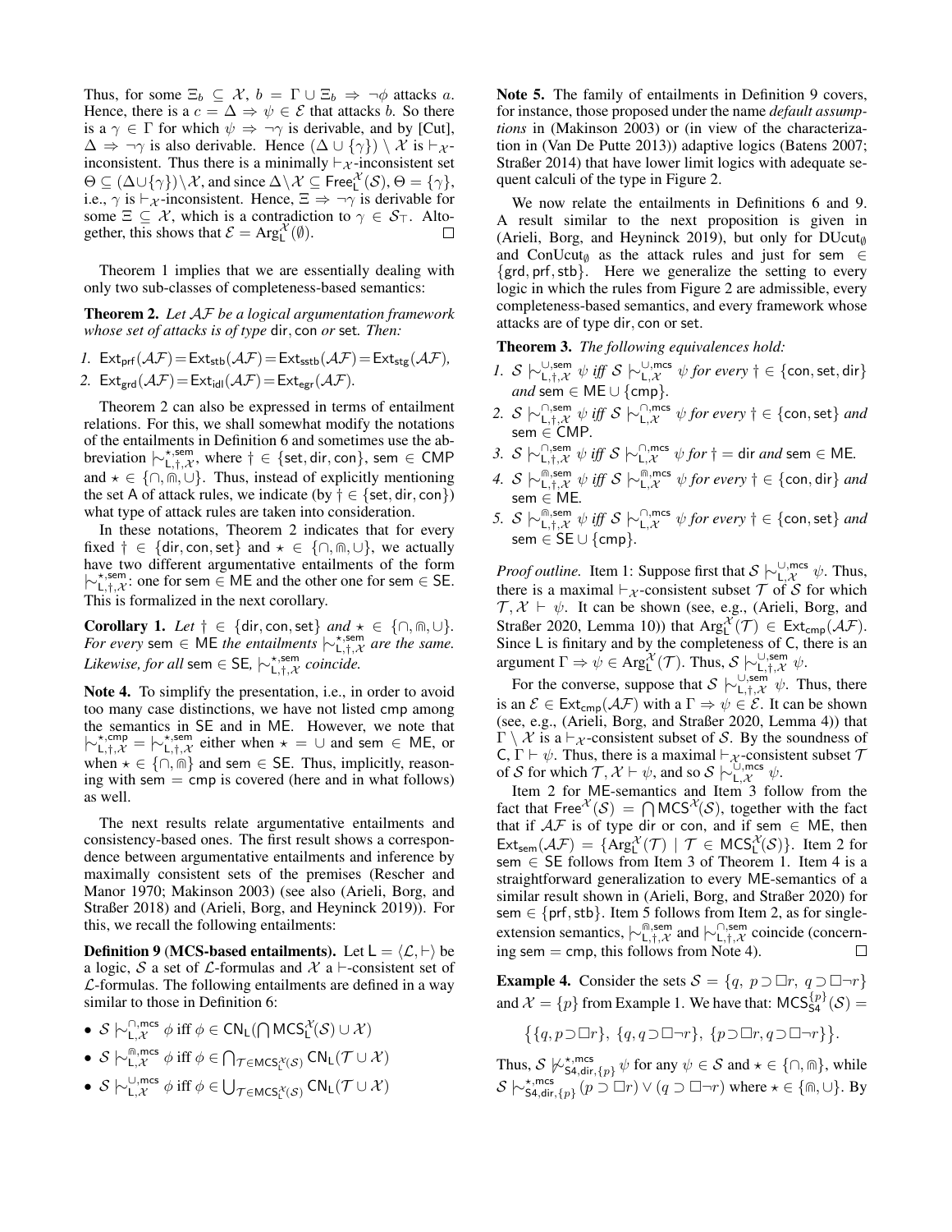Thus, for some $\Xi_b \subseteq \mathcal{X}$, $b = \Gamma \cup \Xi_b \Rightarrow \neg\phi$ attacks $a$. Hence, there is a $c = \Delta \Rightarrow \psi \in \mathcal{E}$ that attacks $b$. So there is a $\gamma \in \Gamma$ for which $\psi \Rightarrow \neg\gamma$ is derivable, and by [Cut], $\Delta \Rightarrow \neg\gamma$ is also derivable. Hence $(\Delta \cup \{\gamma\}) \setminus \mathcal{X}$ is $\vdash_{\mathcal{X}}$-inconsistent. Thus there is a minimally $\vdash_{\mathcal{X}}$-inconsistent set $\Theta \subseteq (\Delta \cup \{\gamma\}) \setminus \mathcal{X}$, and since $\Delta \setminus \mathcal{X} \subseteq \mathsf{Free}^{\mathcal{X}}_{\mathsf{L}}(\mathcal{S})$, $\Theta = \{\gamma\}$, i.e., $\gamma$ is $\vdash_{\mathcal{X}}$-inconsistent. Hence, $\Xi \Rightarrow \neg\gamma$ is derivable for some $\Xi \subseteq \mathcal{X}$, which is a contradiction to $\gamma \in \mathcal{S}_{\top}$. Altogether, this shows that $\mathcal{E} = \mathrm{Arg}^{\mathcal{X}}_{\mathsf{L}}(\emptyset)$. □

Theorem 1 implies that we are essentially dealing with only two sub-classes of completeness-based semantics:

**Theorem 2.** *Let $\mathcal{AF}$ be a logical argumentation framework whose set of attacks is of type* dir, con *or* set*. Then:*

1. $\mathsf{Ext}_{\mathsf{prf}}(\mathcal{AF}) = \mathsf{Ext}_{\mathsf{stb}}(\mathcal{AF}) = \mathsf{Ext}_{\mathsf{sstb}}(\mathcal{AF}) = \mathsf{Ext}_{\mathsf{stg}}(\mathcal{AF})$,
2. $\mathsf{Ext}_{\mathsf{grd}}(\mathcal{AF}) = \mathsf{Ext}_{\mathsf{idl}}(\mathcal{AF}) = \mathsf{Ext}_{\mathsf{egr}}(\mathcal{AF})$.

Theorem 2 can also be expressed in terms of entailment relations. For this, we shall somewhat modify the notations of the entailments in Definition 6 and sometimes use the abbreviation $\mathrel{|\!\sim}^{\star,\mathsf{sem}}_{\mathsf{L},\dagger,\mathcal{X}}$, where $\dagger \in \{\mathsf{set}, \mathsf{dir}, \mathsf{con}\}$, $\mathsf{sem} \in \mathsf{CMP}$ and $\star \in \{\cap, \Cap, \cup\}$. Thus, instead of explicitly mentioning the set A of attack rules, we indicate (by $\dagger \in \{\mathsf{set}, \mathsf{dir}, \mathsf{con}\}$) what type of attack rules are taken into consideration.

In these notations, Theorem 2 indicates that for every fixed $\dagger \in \{\mathsf{dir}, \mathsf{con}, \mathsf{set}\}$ and $\star \in \{\cap, \Cap, \cup\}$, we actually have two different argumentative entailments of the form $\mathrel{|\!\sim}^{\star,\mathsf{sem}}_{\mathsf{L},\dagger,\mathcal{X}}$: one for $\mathsf{sem} \in \mathsf{ME}$ and the other one for $\mathsf{sem} \in \mathsf{SE}$. This is formalized in the next corollary.

**Corollary 1.** *Let $\dagger \in \{\mathsf{dir}, \mathsf{con}, \mathsf{set}\}$ and $\star \in \{\cap, \Cap, \cup\}$. For every $\mathsf{sem} \in \mathsf{ME}$ the entailments $\mathrel{|\!\sim}^{\star,\mathsf{sem}}_{\mathsf{L},\dagger,\mathcal{X}}$ are the same. Likewise, for all $\mathsf{sem} \in \mathsf{SE}$, $\mathrel{|\!\sim}^{\star,\mathsf{sem}}_{\mathsf{L},\dagger,\mathcal{X}}$ coincide.*

**Note 4.** To simplify the presentation, i.e., in order to avoid too many case distinctions, we have not listed cmp among the semantics in SE and in ME. However, we note that $\mathrel{|\!\sim}^{\star,\mathsf{cmp}}_{\mathsf{L},\dagger,\mathcal{X}} = \mathrel{|\!\sim}^{\star,\mathsf{sem}}_{\mathsf{L},\dagger,\mathcal{X}}$ either when $\star = \cup$ and $\mathsf{sem} \in \mathsf{ME}$, or when $\star \in \{\cap, \Cap\}$ and $\mathsf{sem} \in \mathsf{SE}$. Thus, implicitly, reasoning with $\mathsf{sem} = \mathsf{cmp}$ is covered (here and in what follows) as well.

The next results relate argumentative entailments and consistency-based ones. The first result shows a correspondence between argumentative entailments and inference by maximally consistent sets of the premises (Rescher and Manor 1970; Makinson 2003) (see also (Arieli, Borg, and Straßer 2018) and (Arieli, Borg, and Heyninck 2019)). For this, we recall the following entailments:

**Definition 9 (MCS-based entailments).** Let $\mathsf{L} = \langle \mathcal{L}, \vdash \rangle$ be a logic, $\mathcal{S}$ a set of $\mathcal{L}$-formulas and $\mathcal{X}$ a $\vdash$-consistent set of $\mathcal{L}$-formulas. The following entailments are defined in a way similar to those in Definition 6:

- $\mathcal{S} \mathrel{|\!\sim}^{\cap,\mathsf{mcs}}_{\mathsf{L},\mathcal{X}} \phi$ iff $\phi \in \mathsf{CN}_{\mathsf{L}}(\bigcap \mathsf{MCS}^{\mathcal{X}}_{\mathsf{L}}(\mathcal{S}) \cup \mathcal{X})$
- $\mathcal{S} \mathrel{|\!\sim}^{\Cap,\mathsf{mcs}}_{\mathsf{L},\mathcal{X}} \phi$ iff $\phi \in \bigcap_{\mathcal{T} \in \mathsf{MCS}^{\mathcal{X}}_{\mathsf{L}}(\mathcal{S})} \mathsf{CN}_{\mathsf{L}}(\mathcal{T} \cup \mathcal{X})$
- $\mathcal{S} \mathrel{|\!\sim}^{\cup,\mathsf{mcs}}_{\mathsf{L},\mathcal{X}} \phi$ iff $\phi \in \bigcup_{\mathcal{T} \in \mathsf{MCS}^{\mathcal{X}}_{\mathsf{L}}(\mathcal{S})} \mathsf{CN}_{\mathsf{L}}(\mathcal{T} \cup \mathcal{X})$

**Note 5.** The family of entailments in Definition 9 covers, for instance, those proposed under the name *default assumptions* in (Makinson 2003) or (in view of the characterization in (Van De Putte 2013)) adaptive logics (Batens 2007; Straßer 2014) that have lower limit logics with adequate sequent calculi of the type in Figure 2.

We now relate the entailments in Definitions 6 and 9. A result similar to the next proposition is given in (Arieli, Borg, and Heyninck 2019), but only for $\mathrm{DUcut}_{\emptyset}$ and $\mathrm{ConUcut}_{\emptyset}$ as the attack rules and just for $\mathsf{sem} \in \{\mathsf{grd}, \mathsf{prf}, \mathsf{stb}\}$. Here we generalize the setting to every logic in which the rules from Figure 2 are admissible, every completeness-based semantics, and every framework whose attacks are of type dir, con or set.

**Theorem 3.** *The following equivalences hold:*

1. $\mathcal{S} \mathrel{|\!\sim}^{\cup,\mathsf{sem}}_{\mathsf{L},\dagger,\mathcal{X}} \psi$ *iff* $\mathcal{S} \mathrel{|\!\sim}^{\cup,\mathsf{mcs}}_{\mathsf{L},\mathcal{X}} \psi$ *for every* $\dagger \in \{\mathsf{con}, \mathsf{set}, \mathsf{dir}\}$ *and* $\mathsf{sem} \in \mathsf{ME} \cup \{\mathsf{cmp}\}$.
2. $\mathcal{S} \mathrel{|\!\sim}^{\cap,\mathsf{sem}}_{\mathsf{L},\dagger,\mathcal{X}} \psi$ *iff* $\mathcal{S} \mathrel{|\!\sim}^{\cap,\mathsf{mcs}}_{\mathsf{L},\mathcal{X}} \psi$ *for every* $\dagger \in \{\mathsf{con}, \mathsf{set}\}$ *and* $\mathsf{sem} \in \mathsf{CMP}$.
3. $\mathcal{S} \mathrel{|\!\sim}^{\cap,\mathsf{sem}}_{\mathsf{L},\dagger,\mathcal{X}} \psi$ *iff* $\mathcal{S} \mathrel{|\!\sim}^{\cap,\mathsf{mcs}}_{\mathsf{L},\mathcal{X}} \psi$ *for* $\dagger = \mathsf{dir}$ *and* $\mathsf{sem} \in \mathsf{ME}$.
4. $\mathcal{S} \mathrel{|\!\sim}^{\Cap,\mathsf{sem}}_{\mathsf{L},\dagger,\mathcal{X}} \psi$ *iff* $\mathcal{S} \mathrel{|\!\sim}^{\Cap,\mathsf{mcs}}_{\mathsf{L},\mathcal{X}} \psi$ *for every* $\dagger \in \{\mathsf{con}, \mathsf{dir}\}$ *and* $\mathsf{sem} \in \mathsf{ME}$.
5. $\mathcal{S} \mathrel{|\!\sim}^{\Cap,\mathsf{sem}}_{\mathsf{L},\dagger,\mathcal{X}} \psi$ *iff* $\mathcal{S} \mathrel{|\!\sim}^{\cap,\mathsf{mcs}}_{\mathsf{L},\mathcal{X}} \psi$ *for every* $\dagger \in \{\mathsf{con}, \mathsf{set}\}$ *and* $\mathsf{sem} \in \mathsf{SE} \cup \{\mathsf{cmp}\}$.

*Proof outline.* Item 1: Suppose first that $\mathcal{S} \mathrel{|\!\sim}^{\cup,\mathsf{mcs}}_{\mathsf{L},\mathcal{X}} \psi$. Thus, there is a maximal $\vdash_{\mathcal{X}}$-consistent subset $\mathcal{T}$ of $\mathcal{S}$ for which $\mathcal{T}, \mathcal{X} \vdash \psi$. It can be shown (see, e.g., (Arieli, Borg, and Straßer 2020, Lemma 10)) that $\mathrm{Arg}^{\mathcal{X}}_{\mathsf{L}}(\mathcal{T}) \in \mathsf{Ext}_{\mathsf{cmp}}(\mathcal{AF})$. Since L is finitary and by the completeness of C, there is an argument $\Gamma \Rightarrow \psi \in \mathrm{Arg}^{\mathcal{X}}_{\mathsf{L}}(\mathcal{T})$. Thus, $\mathcal{S} \mathrel{|\!\sim}^{\cup,\mathsf{sem}}_{\mathsf{L},\dagger,\mathcal{X}} \psi$.

For the converse, suppose that $\mathcal{S} \mathrel{|\!\sim}^{\cup,\mathsf{sem}}_{\mathsf{L},\dagger,\mathcal{X}} \psi$. Thus, there is an $\mathcal{E} \in \mathsf{Ext}_{\mathsf{cmp}}(\mathcal{AF})$ with a $\Gamma \Rightarrow \psi \in \mathcal{E}$. It can be shown (see, e.g., (Arieli, Borg, and Straßer 2020, Lemma 4)) that $\Gamma \setminus \mathcal{X}$ is a $\vdash_{\mathcal{X}}$-consistent subset of $\mathcal{S}$. By the soundness of C, $\Gamma \vdash \psi$. Thus, there is a maximal $\vdash_{\mathcal{X}}$-consistent subset $\mathcal{T}$ of $\mathcal{S}$ for which $\mathcal{T}, \mathcal{X} \vdash \psi$, and so $\mathcal{S} \mathrel{|\!\sim}^{\cup,\mathsf{mcs}}_{\mathsf{L},\mathcal{X}} \psi$.

Item 2 for ME-semantics and Item 3 follow from the fact that $\mathsf{Free}^{\mathcal{X}}(\mathcal{S}) = \bigcap \mathsf{MCS}^{\mathcal{X}}(\mathcal{S})$, together with the fact that if $\mathcal{AF}$ is of type dir or con, and if $\mathsf{sem} \in \mathsf{ME}$, then $\mathsf{Ext}_{\mathsf{sem}}(\mathcal{AF}) = \{\mathrm{Arg}^{\mathcal{X}}_{\mathsf{L}}(\mathcal{T}) \mid \mathcal{T} \in \mathsf{MCS}^{\mathcal{X}}_{\mathsf{L}}(\mathcal{S})\}$. Item 2 for $\mathsf{sem} \in \mathsf{SE}$ follows from Item 3 of Theorem 1. Item 4 is a straightforward generalization to every ME-semantics of a similar result shown in (Arieli, Borg, and Straßer 2020) for $\mathsf{sem} \in \{\mathsf{prf}, \mathsf{stb}\}$. Item 5 follows from Item 2, as for single-extension semantics, $\mathrel{|\!\sim}^{\Cap,\mathsf{sem}}_{\mathsf{L},\dagger,\mathcal{X}}$ and $\mathrel{|\!\sim}^{\cap,\mathsf{sem}}_{\mathsf{L},\dagger,\mathcal{X}}$ coincide (concerning $\mathsf{sem} = \mathsf{cmp}$, this follows from Note 4). □

**Example 4.** Consider the sets $\mathcal{S} = \{q,\ p \supset \Box r,\ q \supset \Box\neg r\}$ and $\mathcal{X} = \{p\}$ from Example 1. We have that: $\mathsf{MCS}^{\{p\}}_{\mathsf{S4}}(\mathcal{S}) =$

$$\big\{\{q, p \supset \Box r\},\ \{q, q \supset \Box\neg r\},\ \{p \supset \Box r, q \supset \Box\neg r\}\big\}.$$

Thus, $\mathcal{S} \not\mathrel{|\!\sim}^{\star,\mathsf{mcs}}_{\mathsf{S4},\mathsf{dir},\{p\}} \psi$ for any $\psi \in \mathcal{S}$ and $\star \in \{\cap, \Cap\}$, while $\mathcal{S} \mathrel{|\!\sim}^{\star,\mathsf{mcs}}_{\mathsf{S4},\mathsf{dir},\{p\}} (p \supset \Box r) \vee (q \supset \Box\neg r)$ where $\star \in \{\Cap, \cup\}$. By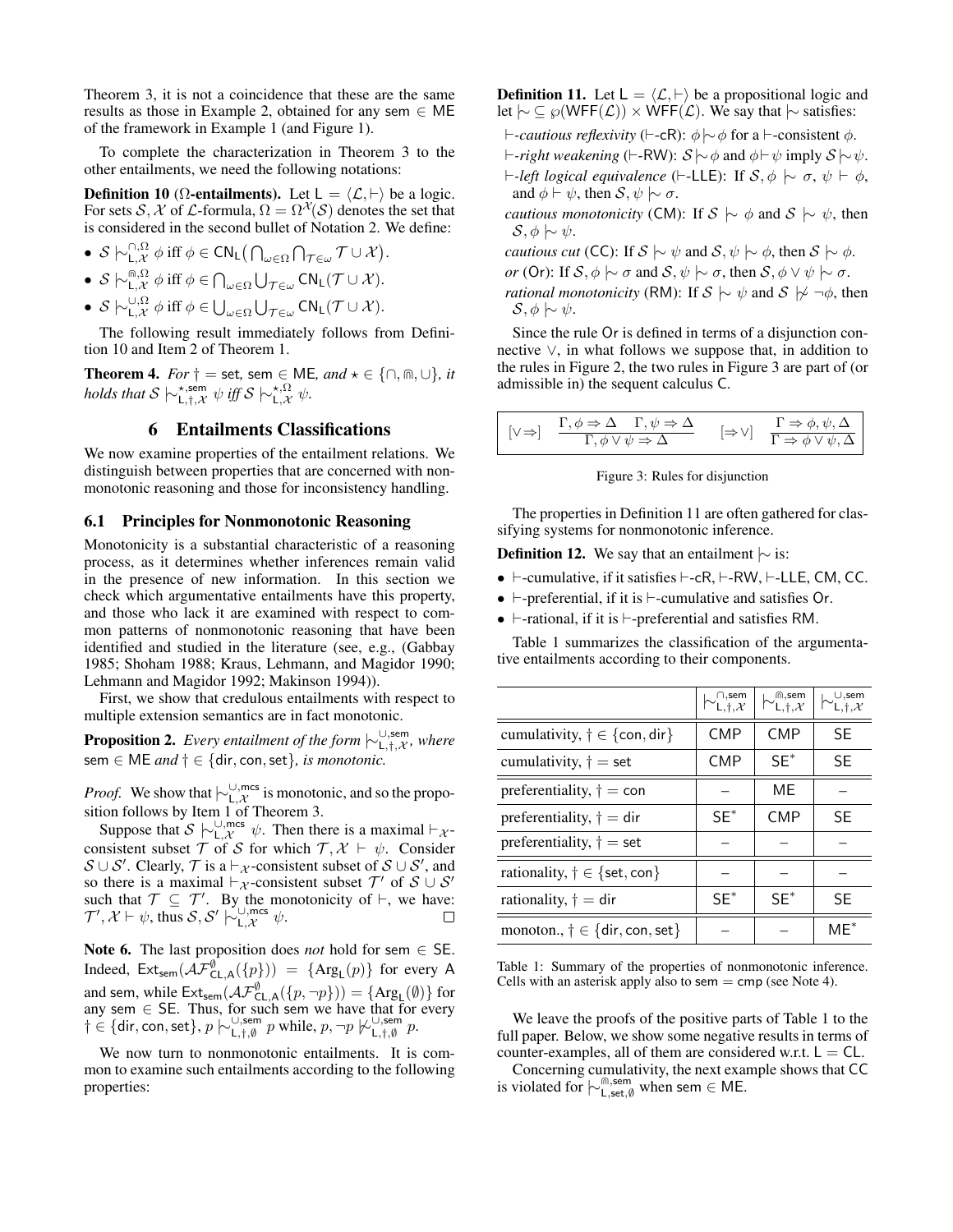Theorem 3, it is not a coincidence that these are the same results as those in Example 2, obtained for any $\mathsf{sem} \in \mathsf{ME}$ of the framework in Example 1 (and Figure 1).

To complete the characterization in Theorem 3 to the other entailments, we need the following notations:

**Definition 10** ($\Omega$-entailments)**.** Let $\mathsf{L} = \langle \mathcal{L}, \vdash \rangle$ be a logic. For sets $\mathcal{S}, \mathcal{X}$ of $\mathcal{L}$-formula, $\Omega = \Omega^{\mathcal{X}}(\mathcal{S})$ denotes the set that is considered in the second bullet of Notation 2. We define:

- $\mathcal{S} \mid\!\sim^{\cap,\Omega}_{\mathsf{L},\mathcal{X}} \phi$ iff $\phi \in \mathsf{CN}_{\mathsf{L}}\big(\bigcap_{\omega \in \Omega} \bigcap_{\mathcal{T} \in \omega} \mathcal{T} \cup \mathcal{X}\big)$.
- $\mathcal{S} \mid\!\sim^{\Cap,\Omega}_{\mathsf{L},\mathcal{X}} \phi$ iff $\phi \in \bigcap_{\omega \in \Omega} \bigcup_{\mathcal{T} \in \omega} \mathsf{CN}_{\mathsf{L}}(\mathcal{T} \cup \mathcal{X})$.
- $\mathcal{S} \mid\!\sim^{\cup,\Omega}_{\mathsf{L},\mathcal{X}} \phi$ iff $\phi \in \bigcup_{\omega \in \Omega} \bigcup_{\mathcal{T} \in \omega} \mathsf{CN}_{\mathsf{L}}(\mathcal{T} \cup \mathcal{X})$.

The following result immediately follows from Definition 10 and Item 2 of Theorem 1.

**Theorem 4.** *For $\dagger = \mathsf{set}$, $\mathsf{sem} \in \mathsf{ME}$, and $\star \in \{\cap, \Cap, \cup\}$, it holds that $\mathcal{S} \mid\!\sim^{\star,\mathsf{sem}}_{\mathsf{L},\dagger,\mathcal{X}} \psi$ iff $\mathcal{S} \mid\!\sim^{\star,\Omega}_{\mathsf{L},\mathcal{X}} \psi$.*

## 6 Entailments Classifications

We now examine properties of the entailment relations. We distinguish between properties that are concerned with nonmonotonic reasoning and those for inconsistency handling.

### 6.1 Principles for Nonmonotonic Reasoning

Monotonicity is a substantial characteristic of a reasoning process, as it determines whether inferences remain valid in the presence of new information. In this section we check which argumentative entailments have this property, and those who lack it are examined with respect to common patterns of nonmonotonic reasoning that have been identified and studied in the literature (see, e.g., (Gabbay 1985; Shoham 1988; Kraus, Lehmann, and Magidor 1990; Lehmann and Magidor 1992; Makinson 1994)).

First, we show that credulous entailments with respect to multiple extension semantics are in fact monotonic.

**Proposition 2.** *Every entailment of the form $\mid\!\sim^{\cup,\mathsf{sem}}_{\mathsf{L},\dagger,\mathcal{X}}$, where $\mathsf{sem} \in \mathsf{ME}$ and $\dagger \in \{\mathsf{dir}, \mathsf{con}, \mathsf{set}\}$, is monotonic.*

*Proof.* We show that $\mid\!\sim^{\cup,\mathsf{mcs}}_{\mathsf{L},\mathcal{X}}$ is monotonic, and so the proposition follows by Item 1 of Theorem 3.

Suppose that $\mathcal{S} \mid\!\sim^{\cup,\mathsf{mcs}}_{\mathsf{L},\mathcal{X}} \psi$. Then there is a maximal $\vdash_{\mathcal{X}}$-consistent subset $\mathcal{T}$ of $\mathcal{S}$ for which $\mathcal{T}, \mathcal{X} \vdash \psi$. Consider $\mathcal{S} \cup \mathcal{S}'$. Clearly, $\mathcal{T}$ is a $\vdash_{\mathcal{X}}$-consistent subset of $\mathcal{S} \cup \mathcal{S}'$, and so there is a maximal $\vdash_{\mathcal{X}}$-consistent subset $\mathcal{T}'$ of $\mathcal{S} \cup \mathcal{S}'$ such that $\mathcal{T} \subseteq \mathcal{T}'$. By the monotonicity of $\vdash$, we have: $\mathcal{T}', \mathcal{X} \vdash \psi$, thus $\mathcal{S}, \mathcal{S}' \mid\!\sim^{\cup,\mathsf{mcs}}_{\mathsf{L},\mathcal{X}} \psi$. $\square$

**Note 6.** The last proposition does *not* hold for $\mathsf{sem} \in \mathsf{SE}$. Indeed, $\mathsf{Ext}_{\mathsf{sem}}(\mathcal{AF}^{\emptyset}_{\mathsf{CL},\mathsf{A}}(\{p\})) = \{\mathrm{Arg}_{\mathsf{L}}(p)\}$ for every $\mathsf{A}$ and $\mathsf{sem}$, while $\mathsf{Ext}_{\mathsf{sem}}(\mathcal{AF}^{\emptyset}_{\mathsf{CL},\mathsf{A}}(\{p, \neg p\})) = \{\mathrm{Arg}_{\mathsf{L}}(\emptyset)\}$ for any $\mathsf{sem} \in \mathsf{SE}$. Thus, for such sem we have that for every $\dagger \in \{\mathsf{dir}, \mathsf{con}, \mathsf{set}\}$, $p \mid\!\sim^{\cup,\mathsf{sem}}_{\mathsf{L},\dagger,\emptyset} p$ while, $p, \neg p \not\mid\!\sim^{\cup,\mathsf{sem}}_{\mathsf{L},\dagger,\emptyset} p$.

We now turn to nonmonotonic entailments. It is common to examine such entailments according to the following properties:

**Definition 11.** Let $\mathsf{L} = \langle \mathcal{L}, \vdash \rangle$ be a propositional logic and let $\mid\!\sim \subseteq \wp(\mathsf{WFF}(\mathcal{L})) \times \mathsf{WFF}(\mathcal{L})$. We say that $\mid\!\sim$ satisfies:

$\vdash$*-cautious reflexivity* ($\vdash$-cR): $\phi \mid\!\sim \phi$ for a $\vdash$-consistent $\phi$.

$\vdash$*-right weakening* ($\vdash$-RW): $\mathcal{S} \mid\!\sim \phi$ and $\phi \vdash \psi$ imply $\mathcal{S} \mid\!\sim \psi$.

$\vdash$*-left logical equivalence* ($\vdash$-LLE): If $\mathcal{S}, \phi \mid\!\sim \sigma$, $\psi \vdash \phi$, and $\phi \vdash \psi$, then $\mathcal{S}, \psi \mid\!\sim \sigma$.

*cautious monotonicity* (CM): If $\mathcal{S} \mid\!\sim \phi$ and $\mathcal{S} \mid\!\sim \psi$, then $\mathcal{S}, \phi \mid\!\sim \psi$.

*cautious cut* (CC): If $\mathcal{S} \mid\!\sim \psi$ and $\mathcal{S}, \psi \mid\!\sim \phi$, then $\mathcal{S} \mid\!\sim \phi$.

*or* (Or): If $\mathcal{S}, \phi \mid\!\sim \sigma$ and $\mathcal{S}, \psi \mid\!\sim \sigma$, then $\mathcal{S}, \phi \vee \psi \mid\!\sim \sigma$.

*rational monotonicity* (RM): If $\mathcal{S} \mid\!\sim \psi$ and $\mathcal{S} \not\mid\!\sim \neg\phi$, then $\mathcal{S}, \phi \mid\!\sim \psi$.

Since the rule Or is defined in terms of a disjunction connective $\vee$, in what follows we suppose that, in addition to the rules in Figure 2, the two rules in Figure 3 are part of (or admissible in) the sequent calculus C.

$$[\vee\Rightarrow] \quad \frac{\Gamma, \phi \Rightarrow \Delta \quad \Gamma, \psi \Rightarrow \Delta}{\Gamma, \phi \vee \psi \Rightarrow \Delta} \qquad [\Rightarrow\vee] \quad \frac{\Gamma \Rightarrow \phi, \psi, \Delta}{\Gamma \Rightarrow \phi \vee \psi, \Delta}$$

Figure 3: Rules for disjunction

The properties in Definition 11 are often gathered for classifying systems for nonmonotonic inference.

**Definition 12.** We say that an entailment $\mid\!\sim$ is:

- $\vdash$-cumulative, if it satisfies $\vdash$-cR, $\vdash$-RW, $\vdash$-LLE, CM, CC.
- $\vdash$-preferential, if it is $\vdash$-cumulative and satisfies Or.
- $\vdash$-rational, if it is $\vdash$-preferential and satisfies RM.

Table 1 summarizes the classification of the argumentative entailments according to their components.

| | $\mid\!\sim^{\cap,\mathsf{sem}}_{\mathsf{L},\dagger,\mathcal{X}}$ | $\mid\!\sim^{\Cap,\mathsf{sem}}_{\mathsf{L},\dagger,\mathcal{X}}$ | $\mid\!\sim^{\cup,\mathsf{sem}}_{\mathsf{L},\dagger,\mathcal{X}}$ |
|---|---|---|---|
| cumulativity, $\dagger \in \{\mathsf{con}, \mathsf{dir}\}$ | CMP | CMP | SE |
| cumulativity, $\dagger = \mathsf{set}$ | CMP | SE* | SE |
| preferentiality, $\dagger = \mathsf{con}$ | – | ME | – |
| preferentiality, $\dagger = \mathsf{dir}$ | SE* | CMP | SE |
| preferentiality, $\dagger = \mathsf{set}$ | – | – | – |
| rationality, $\dagger \in \{\mathsf{set}, \mathsf{con}\}$ | – | – | – |
| rationality, $\dagger = \mathsf{dir}$ | SE* | SE* | SE |
| monoton., $\dagger \in \{\mathsf{dir}, \mathsf{con}, \mathsf{set}\}$ | – | – | ME* |

Table 1: Summary of the properties of nonmonotonic inference. Cells with an asterisk apply also to $\mathsf{sem} = \mathsf{cmp}$ (see Note 4).

We leave the proofs of the positive parts of Table 1 to the full paper. Below, we show some negative results in terms of counter-examples, all of them are considered w.r.t. $\mathsf{L} = \mathsf{CL}$.

Concerning cumulativity, the next example shows that CC is violated for $\mid\!\sim^{\Cap,\mathsf{sem}}_{\mathsf{L},\mathsf{set},\emptyset}$ when $\mathsf{sem} \in \mathsf{ME}$.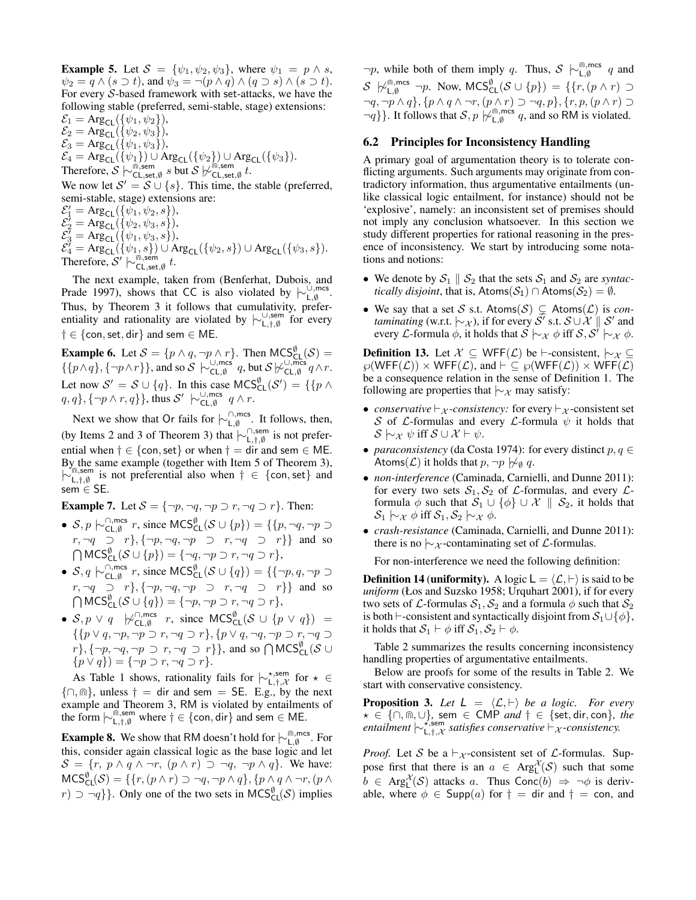**Example 5.** Let $\mathcal{S} = \{\psi_1, \psi_2, \psi_3\}$, where $\psi_1 = p \wedge s$, $\psi_2 = q \wedge (s \supset t)$, and $\psi_3 = \neg(p \wedge q) \wedge (q \supset s) \wedge (s \supset t)$. For every $\mathcal{S}$-based framework with set-attacks, we have the following stable (preferred, semi-stable, stage) extensions:
$\mathcal{E}_1 = \text{Arg}_{\mathsf{CL}}(\{\psi_1, \psi_2\})$,
$\mathcal{E}_2 = \text{Arg}_{\mathsf{CL}}(\{\psi_2, \psi_3\})$,
$\mathcal{E}_3 = \text{Arg}_{\mathsf{CL}}(\{\psi_1, \psi_3\})$,
$\mathcal{E}_4 = \text{Arg}_{\mathsf{CL}}(\{\psi_1\}) \cup \text{Arg}_{\mathsf{CL}}(\{\psi_2\}) \cup \text{Arg}_{\mathsf{CL}}(\{\psi_3\})$.
Therefore, $\mathcal{S} \mid\!\sim^{\Cap,\mathsf{sem}}_{\mathsf{CL},\mathsf{set},\emptyset} s$ but $\mathcal{S} \not\mid\!\sim^{\Cap,\mathsf{sem}}_{\mathsf{CL},\mathsf{set},\emptyset} t$.
We now let $\mathcal{S}' = \mathcal{S} \cup \{s\}$. This time, the stable (preferred, semi-stable, stage) extensions are:
$\mathcal{E}'_1 = \text{Arg}_{\mathsf{CL}}(\{\psi_1, \psi_2, s\})$,
$\mathcal{E}'_2 = \text{Arg}_{\mathsf{CL}}(\{\psi_2, \psi_3, s\})$,
$\mathcal{E}'_3 = \text{Arg}_{\mathsf{CL}}(\{\psi_1, \psi_3, s\})$,
$\mathcal{E}'_4 = \text{Arg}_{\mathsf{CL}}(\{\psi_1, s\}) \cup \text{Arg}_{\mathsf{CL}}(\{\psi_2, s\}) \cup \text{Arg}_{\mathsf{CL}}(\{\psi_3, s\})$.
Therefore, $\mathcal{S}' \mid\!\sim^{\Cap,\mathsf{sem}}_{\mathsf{CL},\mathsf{set},\emptyset} t$.

The next example, taken from (Benferhat, Dubois, and Prade 1997), shows that CC is also violated by $\mid\!\sim^{\cup,\mathsf{mcs}}_{\mathsf{L},\emptyset}$. Thus, by Theorem 3 it follows that cumulativity, preferentiality and rationality are violated by $\mid\!\sim^{\cup,\mathsf{sem}}_{\mathsf{L},\dagger,\emptyset}$ for every $\dagger \in \{\mathsf{con}, \mathsf{set}, \mathsf{dir}\}$ and $\mathsf{sem} \in \mathsf{ME}$.

**Example 6.** Let $\mathcal{S} = \{p \wedge q, \neg p \wedge r\}$. Then $\mathsf{MCS}^{\emptyset}_{\mathsf{CL}}(\mathcal{S}) = \{\{p \wedge q\}, \{\neg p \wedge r\}\}$, and so $\mathcal{S} \mid\!\sim^{\cup,\mathsf{mcs}}_{\mathsf{CL},\emptyset} q$, but $\mathcal{S} \not\mid\!\sim^{\cup,\mathsf{mcs}}_{\mathsf{CL},\emptyset} q \wedge r$. Let now $\mathcal{S}' = \mathcal{S} \cup \{q\}$. In this case $\mathsf{MCS}^{\emptyset}_{\mathsf{CL}}(\mathcal{S}') = \{\{p \wedge q, q\}, \{\neg p \wedge r, q\}\}$, thus $\mathcal{S}' \mid\!\sim^{\cup,\mathsf{mcs}}_{\mathsf{CL},\emptyset} q \wedge r$.

Next we show that Or fails for $\mid\!\sim^{\cap,\mathsf{mcs}}_{\mathsf{L},\emptyset}$. It follows, then, (by Items 2 and 3 of Theorem 3) that $\mid\!\sim^{\cap,\mathsf{sem}}_{\mathsf{L},\dagger,\emptyset}$ is not preferential when $\dagger \in \{\mathsf{con}, \mathsf{set}\}$ or when $\dagger = \mathsf{dir}$ and $\mathsf{sem} \in \mathsf{ME}$. By the same example (together with Item 5 of Theorem 3), $\mid\!\sim^{\Cap,\mathsf{sem}}_{\mathsf{L},\dagger,\emptyset}$ is not preferential also when $\dagger \in \{\mathsf{con}, \mathsf{set}\}$ and $\mathsf{sem} \in \mathsf{SE}$.

**Example 7.** Let $\mathcal{S} = \{\neg p, \neg q, \neg p \supset r, \neg q \supset r\}$. Then:

- $\mathcal{S}, p \mid\!\sim^{\cap,\mathsf{mcs}}_{\mathsf{CL},\emptyset} r$, since $\mathsf{MCS}^{\emptyset}_{\mathsf{CL}}(\mathcal{S} \cup \{p\}) = \{\{p, \neg q, \neg p \supset r, \neg q \supset r\}, \{\neg p, \neg q, \neg p \supset r, \neg q \supset r\}\}$ and so $\bigcap \mathsf{MCS}^{\emptyset}_{\mathsf{CL}}(\mathcal{S} \cup \{p\}) = \{\neg q, \neg p \supset r, \neg q \supset r\}$,
- $\mathcal{S}, q \mid\!\sim^{\cap,\mathsf{mcs}}_{\mathsf{CL},\emptyset} r$, since $\mathsf{MCS}^{\emptyset}_{\mathsf{CL}}(\mathcal{S} \cup \{q\}) = \{\{\neg p, q, \neg p \supset r, \neg q \supset r\}, \{\neg p, \neg q, \neg p \supset r, \neg q \supset r\}\}$ and so $\bigcap \mathsf{MCS}^{\emptyset}_{\mathsf{CL}}(\mathcal{S} \cup \{q\}) = \{\neg p, \neg p \supset r, \neg q \supset r\}$,
- $\mathcal{S}, p \vee q \not\mid\!\sim^{\cap,\mathsf{mcs}}_{\mathsf{CL},\emptyset} r$, since $\mathsf{MCS}^{\emptyset}_{\mathsf{CL}}(\mathcal{S} \cup \{p \vee q\}) = \{\{p \vee q, \neg p, \neg p \supset r, \neg q \supset r\}, \{p \vee q, \neg q, \neg p \supset r, \neg q \supset r\}, \{\neg p, \neg q, \neg p \supset r, \neg q \supset r\}\}$, and so $\bigcap \mathsf{MCS}^{\emptyset}_{\mathsf{CL}}(\mathcal{S} \cup \{p \vee q\}) = \{\neg p \supset r, \neg q \supset r\}$.

As Table 1 shows, rationality fails for $\mid\!\sim^{\star,\mathsf{sem}}_{\mathsf{L},\dagger,\mathcal{X}}$ for $\star \in \{\cap, \Cap\}$, unless $\dagger = \mathsf{dir}$ and $\mathsf{sem} = \mathsf{SE}$. E.g., by the next example and Theorem 3, RM is violated by entailments of the form $\mid\!\sim^{\Cap,\mathsf{sem}}_{\mathsf{L},\dagger,\emptyset}$ where $\dagger \in \{\mathsf{con}, \mathsf{dir}\}$ and $\mathsf{sem} \in \mathsf{ME}$.

**Example 8.** We show that RM doesn't hold for $\mid\!\sim^{\Cap,\mathsf{mcs}}_{\mathsf{L},\emptyset}$. For this, consider again classical logic as the base logic and let $\mathcal{S} = \{r,\ p \wedge q \wedge \neg r,\ (p \wedge r) \supset \neg q,\ \neg p \wedge q\}$. We have: $\mathsf{MCS}^{\emptyset}_{\mathsf{CL}}(\mathcal{S}) = \{\{r, (p \wedge r) \supset \neg q, \neg p \wedge q\}, \{p \wedge q \wedge \neg r, (p \wedge r) \supset \neg q\}\}$. Only one of the two sets in $\mathsf{MCS}^{\emptyset}_{\mathsf{CL}}(\mathcal{S})$ implies $\neg p$, while both of them imply $q$. Thus, $\mathcal{S} \mid\!\sim^{\Cap,\mathsf{mcs}}_{\mathsf{L},\emptyset} q$ and $\mathcal{S} \not\mid\!\sim^{\Cap,\mathsf{mcs}}_{\mathsf{L},\emptyset} \neg p$. Now, $\mathsf{MCS}^{\emptyset}_{\mathsf{CL}}(\mathcal{S} \cup \{p\}) = \{\{r, (p \wedge r) \supset \neg q, \neg p \wedge q\}, \{p \wedge q \wedge \neg r, (p \wedge r) \supset \neg q, p\}, \{r, p, (p \wedge r) \supset \neg q\}\}$. It follows that $\mathcal{S}, p \not\mid\!\sim^{\Cap,\mathsf{mcs}}_{\mathsf{L},\emptyset} q$, and so RM is violated.

### 6.2 Principles for Inconsistency Handling

A primary goal of argumentation theory is to tolerate conflicting arguments. Such arguments may originate from contradictory information, thus argumentative entailments (unlike classical logic entailment, for instance) should not be 'explosive', namely: an inconsistent set of premises should not imply any conclusion whatsoever. In this section we study different properties for rational reasoning in the presence of inconsistency. We start by introducing some notations and notions:

- We denote by $\mathcal{S}_1 \parallel \mathcal{S}_2$ that the sets $\mathcal{S}_1$ and $\mathcal{S}_2$ are *syntactically disjoint*, that is, $\mathsf{Atoms}(\mathcal{S}_1) \cap \mathsf{Atoms}(\mathcal{S}_2) = \emptyset$.
- We say that a set $\mathcal{S}$ s.t. $\mathsf{Atoms}(\mathcal{S}) \subsetneq \mathsf{Atoms}(\mathcal{L})$ is *contaminating* (w.r.t. $\mid\!\sim_{\mathcal{X}}$), if for every $\mathcal{S}'$ s.t. $\mathcal{S} \cup \mathcal{X} \parallel \mathcal{S}'$ and every $\mathcal{L}$-formula $\phi$, it holds that $\mathcal{S} \mid\!\sim_{\mathcal{X}} \phi$ iff $\mathcal{S}, \mathcal{S}' \mid\!\sim_{\mathcal{X}} \phi$.

**Definition 13.** Let $\mathcal{X} \subseteq \mathsf{WFF}(\mathcal{L})$ be $\vdash$-consistent, $\mid\!\sim_{\mathcal{X}} \subseteq \wp(\mathsf{WFF}(\mathcal{L})) \times \mathsf{WFF}(\mathcal{L})$, and $\vdash \subseteq \wp(\mathsf{WFF}(\mathcal{L})) \times \mathsf{WFF}(\mathcal{L})$ be a consequence relation in the sense of Definition 1. The following are properties that $\mid\!\sim_{\mathcal{X}}$ may satisfy:

- *conservative* $\vdash_{\mathcal{X}}$*-consistency:* for every $\vdash_{\mathcal{X}}$-consistent set $\mathcal{S}$ of $\mathcal{L}$-formulas and every $\mathcal{L}$-formula $\psi$ it holds that $\mathcal{S} \mid\!\sim_{\mathcal{X}} \psi$ iff $\mathcal{S} \cup \mathcal{X} \vdash \psi$.
- *paraconsistency* (da Costa 1974): for every distinct $p, q \in \mathsf{Atoms}(\mathcal{L})$ it holds that $p, \neg p \not\mid\!\sim_{\emptyset} q$.
- *non-interference* (Caminada, Carnielli, and Dunne 2011): for every two sets $\mathcal{S}_1, \mathcal{S}_2$ of $\mathcal{L}$-formulas, and every $\mathcal{L}$-formula $\phi$ such that $\mathcal{S}_1 \cup \{\phi\} \cup \mathcal{X} \parallel \mathcal{S}_2$, it holds that $\mathcal{S}_1 \mid\!\sim_{\mathcal{X}} \phi$ iff $\mathcal{S}_1, \mathcal{S}_2 \mid\!\sim_{\mathcal{X}} \phi$.
- *crash-resistance* (Caminada, Carnielli, and Dunne 2011): there is no $\mid\!\sim_{\mathcal{X}}$-contaminating set of $\mathcal{L}$-formulas.

For non-interference we need the following definition:

**Definition 14 (uniformity).** A logic $\mathsf{L} = \langle \mathcal{L}, \vdash \rangle$ is said to be *uniform* (Łos and Suszko 1958; Urquhart 2001), if for every two sets of $\mathcal{L}$-formulas $\mathcal{S}_1, \mathcal{S}_2$ and a formula $\phi$ such that $\mathcal{S}_2$ is both $\vdash$-consistent and syntactically disjoint from $\mathcal{S}_1 \cup \{\phi\}$, it holds that $\mathcal{S}_1 \vdash \phi$ iff $\mathcal{S}_1, \mathcal{S}_2 \vdash \phi$.

Table 2 summarizes the results concerning inconsistency handling properties of argumentative entailments.

Below are proofs for some of the results in Table 2. We start with conservative consistency.

**Proposition 3.** *Let $\mathsf{L} = \langle \mathcal{L}, \vdash \rangle$ be a logic. For every $\star \in \{\cap, \Cap, \cup\}$, $\mathsf{sem} \in \mathsf{CMP}$ and $\dagger \in \{\mathsf{set}, \mathsf{dir}, \mathsf{con}\}$, the entailment $\mid\!\sim^{\star,\mathsf{sem}}_{\mathsf{L},\dagger,\mathcal{X}}$ satisfies conservative $\vdash_{\mathcal{X}}$-consistency.*

*Proof.* Let $\mathcal{S}$ be a $\vdash_{\mathcal{X}}$-consistent set of $\mathcal{L}$-formulas. Suppose first that there is an $a \in \text{Arg}^{\mathcal{X}}_{\mathsf{L}}(\mathcal{S})$ such that some $b \in \text{Arg}^{\mathcal{X}}_{\mathsf{L}}(\mathcal{S})$ attacks $a$. Thus $\mathsf{Conc}(b) \Rightarrow \neg\phi$ is derivable, where $\phi \in \mathsf{Supp}(a)$ for $\dagger = \mathsf{dir}$ and $\dagger = \mathsf{con}$, and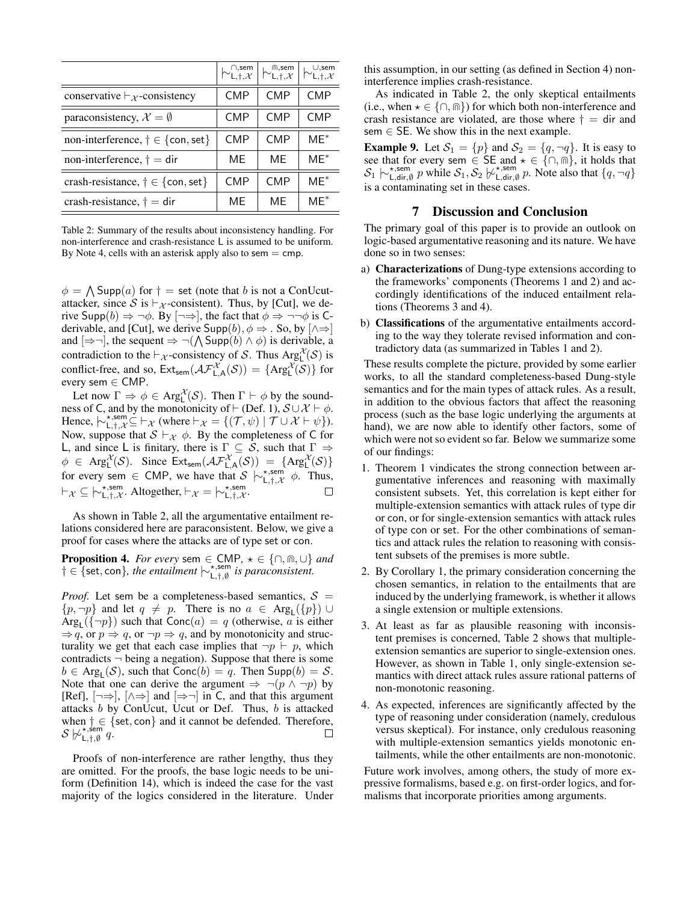|  | $\mid\!\sim^{\cap,\mathsf{sem}}_{\mathsf{L},\dagger,\mathcal{X}}$ | $\mid\!\sim^{\Cap,\mathsf{sem}}_{\mathsf{L},\dagger,\mathcal{X}}$ | $\mid\!\sim^{\cup,\mathsf{sem}}_{\mathsf{L},\dagger,\mathcal{X}}$ |
|---|---|---|---|
| conservative $\vdash_\mathcal{X}$-consistency | CMP | CMP | CMP |
| paraconsistency, $\mathcal{X} = \emptyset$ | CMP | CMP | CMP |
| non-interference, $\dagger \in \{\mathsf{con}, \mathsf{set}\}$ | CMP | CMP | ME* |
| non-interference, $\dagger = \mathsf{dir}$ | ME | ME | ME* |
| crash-resistance, $\dagger \in \{\mathsf{con}, \mathsf{set}\}$ | CMP | CMP | ME* |
| crash-resistance, $\dagger = \mathsf{dir}$ | ME | ME | ME* |

Table 2: Summary of the results about inconsistency handling. For non-interference and crash-resistance L is assumed to be uniform. By Note 4, cells with an asterisk apply also to sem = cmp.

$\phi = \bigwedge \mathsf{Supp}(a)$ for $\dagger = \mathsf{set}$ (note that $b$ is not a ConUcut-attacker, since $\mathcal{S}$ is $\vdash_\mathcal{X}$-consistent). Thus, by [Cut], we derive $\mathsf{Supp}(b) \Rightarrow \neg\phi$. By $[\neg\Rightarrow]$, the fact that $\phi \Rightarrow \neg\neg\phi$ is C-derivable, and [Cut], we derive $\mathsf{Supp}(b), \phi \Rightarrow$ . So, by $[\wedge\Rightarrow]$ and $[\Rightarrow\neg]$, the sequent $\Rightarrow \neg(\bigwedge \mathsf{Supp}(b) \wedge \phi)$ is derivable, a contradiction to the $\vdash_\mathcal{X}$-consistency of $\mathcal{S}$. Thus $\mathrm{Arg}^\mathcal{X}_\mathsf{L}(\mathcal{S})$ is conflict-free, and so, $\mathsf{Ext}_\mathsf{sem}(\mathcal{AF}^\mathcal{X}_{\mathsf{L},\mathsf{A}}(\mathcal{S})) = \{\mathrm{Arg}^\mathcal{X}_\mathsf{L}(\mathcal{S})\}$ for every sem $\in$ CMP.

Let now $\Gamma \Rightarrow \phi \in \mathrm{Arg}^\mathcal{X}_\mathsf{L}(\mathcal{S})$. Then $\Gamma \vdash \phi$ by the soundness of C, and by the monotonicity of $\vdash$ (Def. 1), $\mathcal{S} \cup \mathcal{X} \vdash \phi$. Hence, $\mid\!\sim^{\star,\mathsf{sem}}_{\mathsf{L},\dagger,\mathcal{X}} \subseteq \vdash_\mathcal{X}$ (where $\vdash_\mathcal{X} = \{(\mathcal{T}, \psi) \mid \mathcal{T} \cup \mathcal{X} \vdash \psi\}$). Now, suppose that $\mathcal{S} \vdash_\mathcal{X} \phi$. By the completeness of C for L, and since L is finitary, there is $\Gamma \subseteq \mathcal{S}$, such that $\Gamma \Rightarrow \phi \in \mathrm{Arg}^\mathcal{X}_\mathsf{L}(\mathcal{S})$. Since $\mathsf{Ext}_\mathsf{sem}(\mathcal{AF}^\mathcal{X}_{\mathsf{L},\mathsf{A}}(\mathcal{S})) = \{\mathrm{Arg}^\mathcal{X}_\mathsf{L}(\mathcal{S})\}$ for every sem $\in$ CMP, we have that $\mathcal{S} \mid\!\sim^{\star,\mathsf{sem}}_{\mathsf{L},\dagger,\mathcal{X}} \phi$. Thus, $\vdash_\mathcal{X} \subseteq \mid\!\sim^{\star,\mathsf{sem}}_{\mathsf{L},\dagger,\mathcal{X}}$. Altogether, $\vdash_\mathcal{X} = \mid\!\sim^{\star,\mathsf{sem}}_{\mathsf{L},\dagger,\mathcal{X}}$. □

As shown in Table 2, all the argumentative entailment relations considered here are paraconsistent. Below, we give a proof for cases where the attacks are of type set or con.

**Proposition 4.** *For every* sem $\in$ CMP, $\star \in \{\cap, \Cap, \cup\}$ *and* $\dagger \in \{\mathsf{set}, \mathsf{con}\}$, *the entailment* $\mid\!\sim^{\star,\mathsf{sem}}_{\mathsf{L},\dagger,\emptyset}$ *is paraconsistent.*

*Proof.* Let sem be a completeness-based semantics, $\mathcal{S} = \{p, \neg p\}$ and let $q \neq p$. There is no $a \in \mathrm{Arg}_\mathsf{L}(\{p\}) \cup \mathrm{Arg}_\mathsf{L}(\{\neg p\})$ such that $\mathsf{Conc}(a) = q$ (otherwise, $a$ is either $\Rightarrow q$, or $p \Rightarrow q$, or $\neg p \Rightarrow q$, and by monotonicity and structurality we get that each case implies that $\neg p \vdash p$, which contradicts $\neg$ being a negation). Suppose that there is some $b \in \mathrm{Arg}_\mathsf{L}(\mathcal{S})$, such that $\mathsf{Conc}(b) = q$. Then $\mathsf{Supp}(b) = \mathcal{S}$. Note that one can derive the argument $\Rightarrow \neg(p \wedge \neg p)$ by [Ref], $[\neg\Rightarrow]$, $[\wedge\Rightarrow]$ and $[\Rightarrow\neg]$ in C, and that this argument attacks $b$ by ConUcut, Ucut or Def. Thus, $b$ is attacked when $\dagger \in \{\mathsf{set}, \mathsf{con}\}$ and it cannot be defended. Therefore, $\mathcal{S} \not\mid\!\sim^{\star,\mathsf{sem}}_{\mathsf{L},\dagger,\emptyset} q$. □

Proofs of non-interference are rather lengthy, thus they are omitted. For the proofs, the base logic needs to be uniform (Definition 14), which is indeed the case for the vast majority of the logics considered in the literature. Under this assumption, in our setting (as defined in Section 4) non-interference implies crash-resistance.

As indicated in Table 2, the only skeptical entailments (i.e., when $\star \in \{\cap, \Cap\}$) for which both non-interference and crash resistance are violated, are those where $\dagger = \mathsf{dir}$ and sem $\in$ SE. We show this in the next example.

**Example 9.** Let $\mathcal{S}_1 = \{p\}$ and $\mathcal{S}_2 = \{q, \neg q\}$. It is easy to see that for every sem $\in$ SE and $\star \in \{\cap, \Cap\}$, it holds that $\mathcal{S}_1 \mid\!\sim^{\star,\mathsf{sem}}_{\mathsf{L},\mathsf{dir},\emptyset} p$ while $\mathcal{S}_1, \mathcal{S}_2 \not\mid\!\sim^{\star,\mathsf{sem}}_{\mathsf{L},\mathsf{dir},\emptyset} p$. Note also that $\{q, \neg q\}$ is a contaminating set in these cases.

## 7 Discussion and Conclusion

The primary goal of this paper is to provide an outlook on logic-based argumentative reasoning and its nature. We have done so in two senses:

a) **Characterizations** of Dung-type extensions according to the frameworks' components (Theorems 1 and 2) and accordingly identifications of the induced entailment relations (Theorems 3 and 4).

b) **Classifications** of the argumentative entailments according to the way they tolerate revised information and contradictory data (as summarized in Tables 1 and 2).

These results complete the picture, provided by some earlier works, to all the standard completeness-based Dung-style semantics and for the main types of attack rules. As a result, in addition to the obvious factors that affect the reasoning process (such as the base logic underlying the arguments at hand), we are now able to identify other factors, some of which were not so evident so far. Below we summarize some of our findings:

1. Theorem 1 vindicates the strong connection between argumentative inferences and reasoning with maximally consistent subsets. Yet, this correlation is kept either for multiple-extension semantics with attack rules of type dir or con, or for single-extension semantics with attack rules of type con or set. For the other combinations of semantics and attack rules the relation to reasoning with consistent subsets of the premises is more subtle.
2. By Corollary 1, the primary consideration concerning the chosen semantics, in relation to the entailments that are induced by the underlying framework, is whether it allows a single extension or multiple extensions.
3. At least as far as plausible reasoning with inconsistent premises is concerned, Table 2 shows that multiple-extension semantics are superior to single-extension ones. However, as shown in Table 1, only single-extension semantics with direct attack rules assure rational patterns of non-monotonic reasoning.
4. As expected, inferences are significantly affected by the type of reasoning under consideration (namely, credulous versus skeptical). For instance, only credulous reasoning with multiple-extension semantics yields monotonic entailments, while the other entailments are non-monotonic.

Future work involves, among others, the study of more expressive formalisms, based e.g. on first-order logics, and formalisms that incorporate priorities among arguments.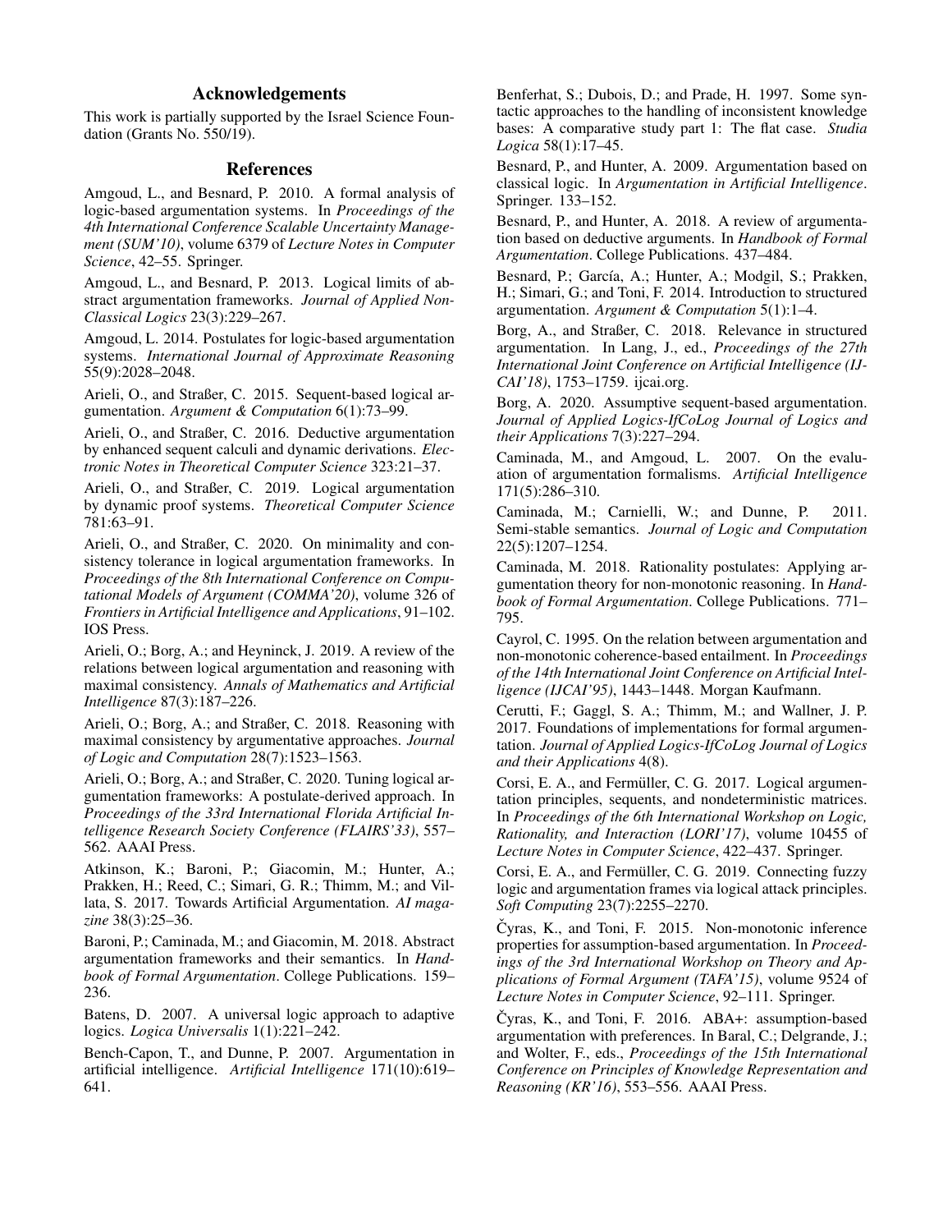## Acknowledgements

This work is partially supported by the Israel Science Foundation (Grants No. 550/19).

## References

Amgoud, L., and Besnard, P. 2010. A formal analysis of logic-based argumentation systems. In *Proceedings of the 4th International Conference Scalable Uncertainty Management (SUM'10)*, volume 6379 of *Lecture Notes in Computer Science*, 42–55. Springer.

Amgoud, L., and Besnard, P. 2013. Logical limits of abstract argumentation frameworks. *Journal of Applied Non-Classical Logics* 23(3):229–267.

Amgoud, L. 2014. Postulates for logic-based argumentation systems. *International Journal of Approximate Reasoning* 55(9):2028–2048.

Arieli, O., and Straßer, C. 2015. Sequent-based logical argumentation. *Argument & Computation* 6(1):73–99.

Arieli, O., and Straßer, C. 2016. Deductive argumentation by enhanced sequent calculi and dynamic derivations. *Electronic Notes in Theoretical Computer Science* 323:21–37.

Arieli, O., and Straßer, C. 2019. Logical argumentation by dynamic proof systems. *Theoretical Computer Science* 781:63–91.

Arieli, O., and Straßer, C. 2020. On minimality and consistency tolerance in logical argumentation frameworks. In *Proceedings of the 8th International Conference on Computational Models of Argument (COMMA'20)*, volume 326 of *Frontiers in Artificial Intelligence and Applications*, 91–102. IOS Press.

Arieli, O.; Borg, A.; and Heyninck, J. 2019. A review of the relations between logical argumentation and reasoning with maximal consistency. *Annals of Mathematics and Artificial Intelligence* 87(3):187–226.

Arieli, O.; Borg, A.; and Straßer, C. 2018. Reasoning with maximal consistency by argumentative approaches. *Journal of Logic and Computation* 28(7):1523–1563.

Arieli, O.; Borg, A.; and Straßer, C. 2020. Tuning logical argumentation frameworks: A postulate-derived approach. In *Proceedings of the 33rd International Florida Artificial Intelligence Research Society Conference (FLAIRS'33)*, 557–562. AAAI Press.

Atkinson, K.; Baroni, P.; Giacomin, M.; Hunter, A.; Prakken, H.; Reed, C.; Simari, G. R.; Thimm, M.; and Villata, S. 2017. Towards Artificial Argumentation. *AI magazine* 38(3):25–36.

Baroni, P.; Caminada, M.; and Giacomin, M. 2018. Abstract argumentation frameworks and their semantics. In *Handbook of Formal Argumentation*. College Publications. 159–236.

Batens, D. 2007. A universal logic approach to adaptive logics. *Logica Universalis* 1(1):221–242.

Bench-Capon, T., and Dunne, P. 2007. Argumentation in artificial intelligence. *Artificial Intelligence* 171(10):619–641.

Benferhat, S.; Dubois, D.; and Prade, H. 1997. Some syntactic approaches to the handling of inconsistent knowledge bases: A comparative study part 1: The flat case. *Studia Logica* 58(1):17–45.

Besnard, P., and Hunter, A. 2009. Argumentation based on classical logic. In *Argumentation in Artificial Intelligence*. Springer. 133–152.

Besnard, P., and Hunter, A. 2018. A review of argumentation based on deductive arguments. In *Handbook of Formal Argumentation*. College Publications. 437–484.

Besnard, P.; García, A.; Hunter, A.; Modgil, S.; Prakken, H.; Simari, G.; and Toni, F. 2014. Introduction to structured argumentation. *Argument & Computation* 5(1):1–4.

Borg, A., and Straßer, C. 2018. Relevance in structured argumentation. In Lang, J., ed., *Proceedings of the 27th International Joint Conference on Artificial Intelligence (IJCAI'18)*, 1753–1759. ijcai.org.

Borg, A. 2020. Assumptive sequent-based argumentation. *Journal of Applied Logics-IfCoLog Journal of Logics and their Applications* 7(3):227–294.

Caminada, M., and Amgoud, L. 2007. On the evaluation of argumentation formalisms. *Artificial Intelligence* 171(5):286–310.

Caminada, M.; Carnielli, W.; and Dunne, P. 2011. Semi-stable semantics. *Journal of Logic and Computation* 22(5):1207–1254.

Caminada, M. 2018. Rationality postulates: Applying argumentation theory for non-monotonic reasoning. In *Handbook of Formal Argumentation*. College Publications. 771–795.

Cayrol, C. 1995. On the relation between argumentation and non-monotonic coherence-based entailment. In *Proceedings of the 14th International Joint Conference on Artificial Intelligence (IJCAI'95)*, 1443–1448. Morgan Kaufmann.

Cerutti, F.; Gaggl, S. A.; Thimm, M.; and Wallner, J. P. 2017. Foundations of implementations for formal argumentation. *Journal of Applied Logics-IfCoLog Journal of Logics and their Applications* 4(8).

Corsi, E. A., and Fermüller, C. G. 2017. Logical argumentation principles, sequents, and nondeterministic matrices. In *Proceedings of the 6th International Workshop on Logic, Rationality, and Interaction (LORI'17)*, volume 10455 of *Lecture Notes in Computer Science*, 422–437. Springer.

Corsi, E. A., and Fermüller, C. G. 2019. Connecting fuzzy logic and argumentation frames via logical attack principles. *Soft Computing* 23(7):2255–2270.

Čyras, K., and Toni, F. 2015. Non-monotonic inference properties for assumption-based argumentation. In *Proceedings of the 3rd International Workshop on Theory and Applications of Formal Argument (TAFA'15)*, volume 9524 of *Lecture Notes in Computer Science*, 92–111. Springer.

Čyras, K., and Toni, F. 2016. ABA+: assumption-based argumentation with preferences. In Baral, C.; Delgrande, J.; and Wolter, F., eds., *Proceedings of the 15th International Conference on Principles of Knowledge Representation and Reasoning (KR'16)*, 553–556. AAAI Press.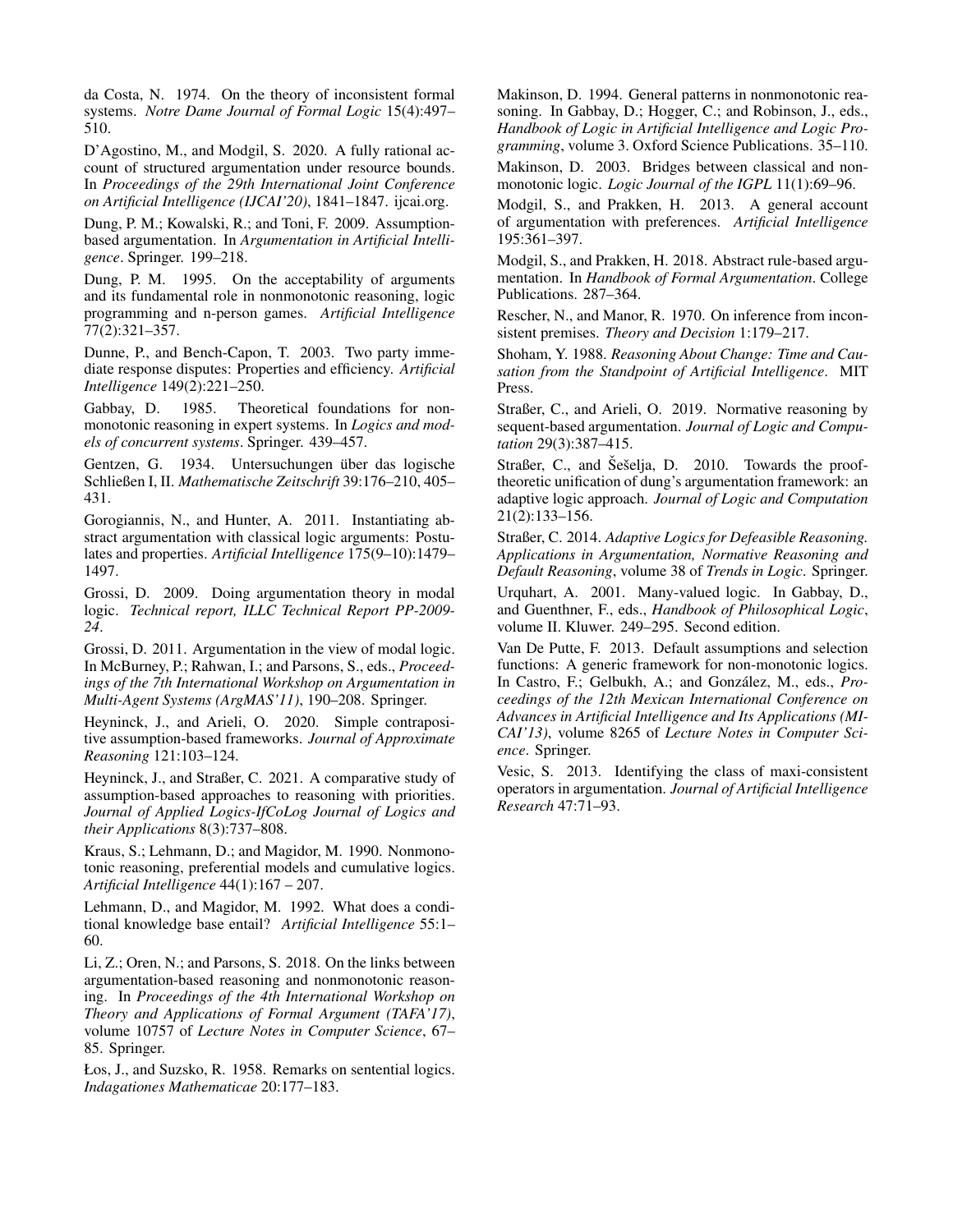da Costa, N. 1974. On the theory of inconsistent formal systems. *Notre Dame Journal of Formal Logic* 15(4):497–510.

D'Agostino, M., and Modgil, S. 2020. A fully rational account of structured argumentation under resource bounds. In *Proceedings of the 29th International Joint Conference on Artificial Intelligence (IJCAI'20)*, 1841–1847. ijcai.org.

Dung, P. M.; Kowalski, R.; and Toni, F. 2009. Assumption-based argumentation. In *Argumentation in Artificial Intelligence*. Springer. 199–218.

Dung, P. M. 1995. On the acceptability of arguments and its fundamental role in nonmonotonic reasoning, logic programming and n-person games. *Artificial Intelligence* 77(2):321–357.

Dunne, P., and Bench-Capon, T. 2003. Two party immediate response disputes: Properties and efficiency. *Artificial Intelligence* 149(2):221–250.

Gabbay, D. 1985. Theoretical foundations for non-monotonic reasoning in expert systems. In *Logics and models of concurrent systems*. Springer. 439–457.

Gentzen, G. 1934. Untersuchungen über das logische Schließen I, II. *Mathematische Zeitschrift* 39:176–210, 405–431.

Gorogiannis, N., and Hunter, A. 2011. Instantiating abstract argumentation with classical logic arguments: Postulates and properties. *Artificial Intelligence* 175(9–10):1479–1497.

Grossi, D. 2009. Doing argumentation theory in modal logic. *Technical report, ILLC Technical Report PP-2009-24*.

Grossi, D. 2011. Argumentation in the view of modal logic. In McBurney, P.; Rahwan, I.; and Parsons, S., eds., *Proceedings of the 7th International Workshop on Argumentation in Multi-Agent Systems (ArgMAS'11)*, 190–208. Springer.

Heyninck, J., and Arieli, O. 2020. Simple contrapositive assumption-based frameworks. *Journal of Approximate Reasoning* 121:103–124.

Heyninck, J., and Straßer, C. 2021. A comparative study of assumption-based approaches to reasoning with priorities. *Journal of Applied Logics-IfCoLog Journal of Logics and their Applications* 8(3):737–808.

Kraus, S.; Lehmann, D.; and Magidor, M. 1990. Nonmonotonic reasoning, preferential models and cumulative logics. *Artificial Intelligence* 44(1):167 – 207.

Lehmann, D., and Magidor, M. 1992. What does a conditional knowledge base entail? *Artificial Intelligence* 55:1–60.

Li, Z.; Oren, N.; and Parsons, S. 2018. On the links between argumentation-based reasoning and nonmonotonic reasoning. In *Proceedings of the 4th International Workshop on Theory and Applications of Formal Argument (TAFA'17)*, volume 10757 of *Lecture Notes in Computer Science*, 67–85. Springer.

Łos, J., and Suzsko, R. 1958. Remarks on sentential logics. *Indagationes Mathematicae* 20:177–183.

Makinson, D. 1994. General patterns in nonmonotonic reasoning. In Gabbay, D.; Hogger, C.; and Robinson, J., eds., *Handbook of Logic in Artificial Intelligence and Logic Programming*, volume 3. Oxford Science Publications. 35–110.

Makinson, D. 2003. Bridges between classical and nonmonotonic logic. *Logic Journal of the IGPL* 11(1):69–96.

Modgil, S., and Prakken, H. 2013. A general account of argumentation with preferences. *Artificial Intelligence* 195:361–397.

Modgil, S., and Prakken, H. 2018. Abstract rule-based argumentation. In *Handbook of Formal Argumentation*. College Publications. 287–364.

Rescher, N., and Manor, R. 1970. On inference from inconsistent premises. *Theory and Decision* 1:179–217.

Shoham, Y. 1988. *Reasoning About Change: Time and Causation from the Standpoint of Artificial Intelligence*. MIT Press.

Straßer, C., and Arieli, O. 2019. Normative reasoning by sequent-based argumentation. *Journal of Logic and Computation* 29(3):387–415.

Straßer, C., and Šešelja, D. 2010. Towards the proof-theoretic unification of dung's argumentation framework: an adaptive logic approach. *Journal of Logic and Computation* 21(2):133–156.

Straßer, C. 2014. *Adaptive Logics for Defeasible Reasoning. Applications in Argumentation, Normative Reasoning and Default Reasoning*, volume 38 of *Trends in Logic*. Springer.

Urquhart, A. 2001. Many-valued logic. In Gabbay, D., and Guenthner, F., eds., *Handbook of Philosophical Logic*, volume II. Kluwer. 249–295. Second edition.

Van De Putte, F. 2013. Default assumptions and selection functions: A generic framework for non-monotonic logics. In Castro, F.; Gelbukh, A.; and González, M., eds., *Proceedings of the 12th Mexican International Conference on Advances in Artificial Intelligence and Its Applications (MICAI'13)*, volume 8265 of *Lecture Notes in Computer Science*. Springer.

Vesic, S. 2013. Identifying the class of maxi-consistent operators in argumentation. *Journal of Artificial Intelligence Research* 47:71–93.